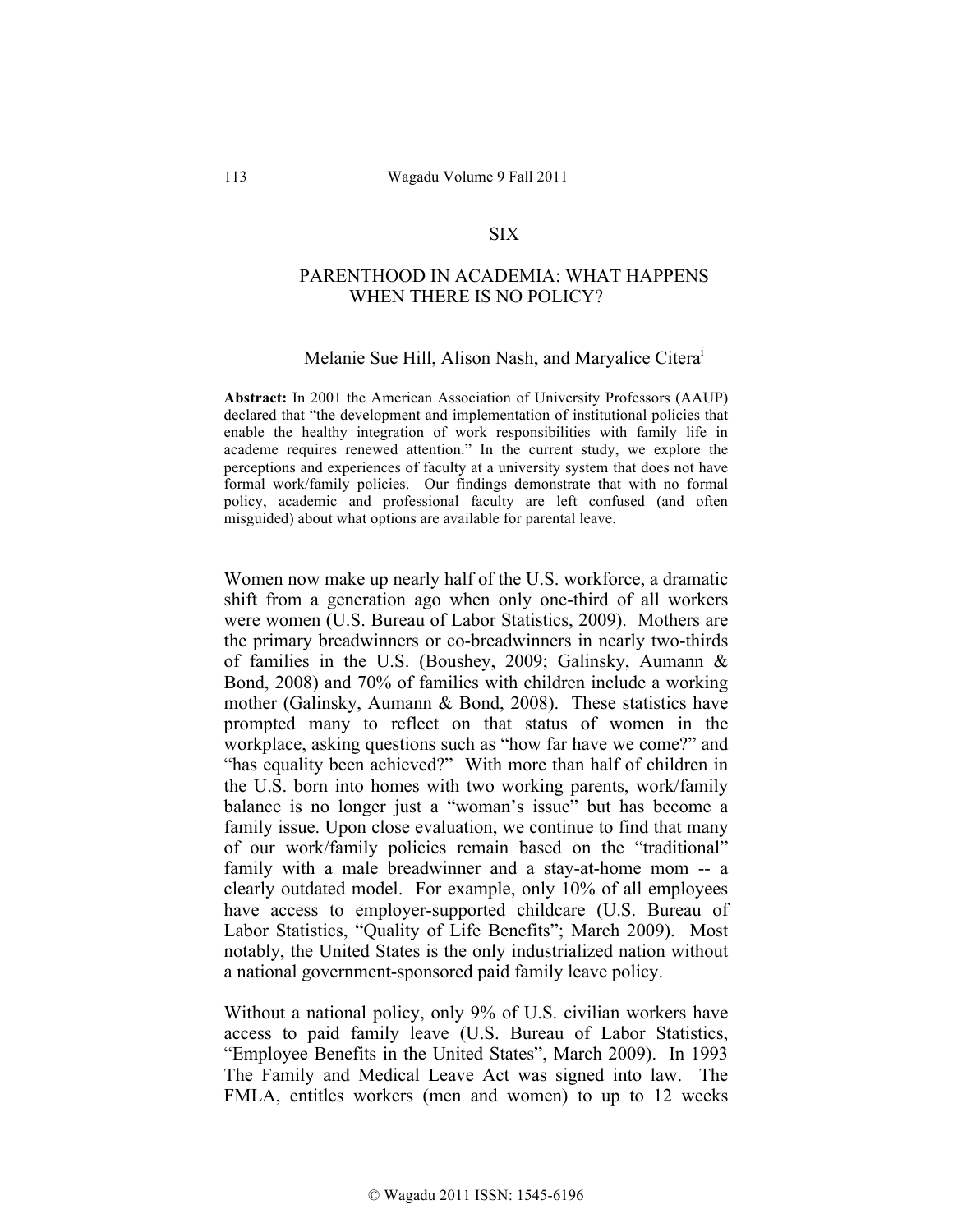SIX

# PARENTHOOD IN ACADEMIA: WHAT HAPPENS WHEN THERE IS NO POLICY?

Melanie Sue Hill, Alison Nash, and Maryalice Citera[i]

**Abstract:** In 2001 the American Association of University Professors (AAUP) declared that "the development and implementation of institutional policies that enable the healthy integration of work responsibilities with family life in academe requires renewed attention." In the current study, we explore the perceptions and experiences of faculty at a university system that does not have formal work/family policies. Our findings demonstrate that with no formal policy, academic and professional faculty are left confused (and often misguided) about what options are available for parental leave.

Women now make up nearly half of the U.S. workforce, a dramatic shift from a generation ago when only one-third of all workers were women (U.S. Bureau of Labor Statistics, 2009). Mothers are the primary breadwinners or co-breadwinners in nearly two-thirds of families in the U.S. (Boushey, 2009; Galinsky, Aumann & Bond, 2008) and 70% of families with children include a working mother (Galinsky, Aumann & Bond, 2008). These statistics have prompted many to reflect on that status of women in the workplace, asking questions such as "how far have we come?" and "has equality been achieved?" With more than half of children in the U.S. born into homes with two working parents, work/family balance is no longer just a "woman's issue" but has become a family issue. Upon close evaluation, we continue to find that many of our work/family policies remain based on the "traditional" family with a male breadwinner and a stay-at-home mom -- a clearly outdated model. For example, only 10% of all employees have access to employer-supported childcare (U.S. Bureau of Labor Statistics, "Quality of Life Benefits"; March 2009). Most notably, the United States is the only industrialized nation without a national government-sponsored paid family leave policy.

Without a national policy, only 9% of U.S. civilian workers have access to paid family leave (U.S. Bureau of Labor Statistics, "Employee Benefits in the United States", March 2009). In 1993 The Family and Medical Leave Act was signed into law. The FMLA, entitles workers (men and women) to up to 12 weeks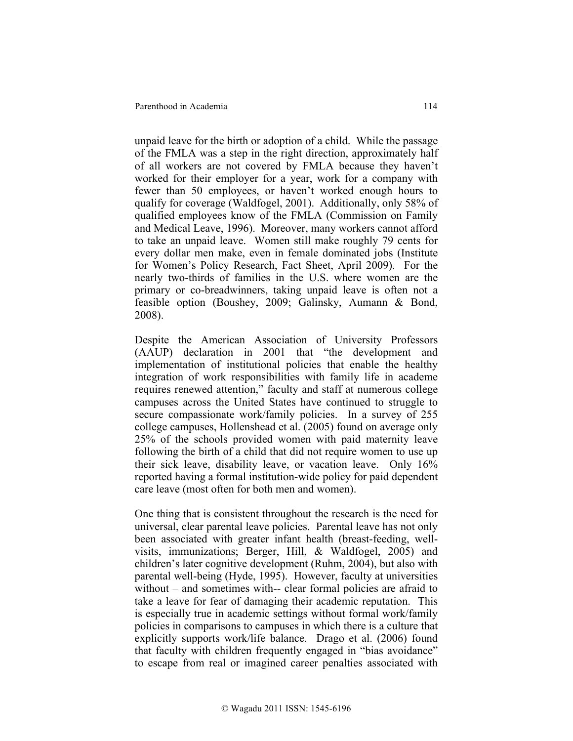unpaid leave for the birth or adoption of a child. While the passage of the FMLA was a step in the right direction, approximately half of all workers are not covered by FMLA because they haven't worked for their employer for a year, work for a company with fewer than 50 employees, or haven't worked enough hours to qualify for coverage (Waldfogel, 2001). Additionally, only 58% of qualified employees know of the FMLA (Commission on Family and Medical Leave, 1996). Moreover, many workers cannot afford to take an unpaid leave. Women still make roughly 79 cents for every dollar men make, even in female dominated jobs (Institute for Women's Policy Research, Fact Sheet, April 2009). For the nearly two-thirds of families in the U.S. where women are the primary or co-breadwinners, taking unpaid leave is often not a feasible option (Boushey, 2009; Galinsky, Aumann & Bond, 2008).

Despite the American Association of University Professors (AAUP) declaration in 2001 that "the development and implementation of institutional policies that enable the healthy integration of work responsibilities with family life in academe requires renewed attention," faculty and staff at numerous college campuses across the United States have continued to struggle to secure compassionate work/family policies. In a survey of 255 college campuses, Hollenshead et al. (2005) found on average only 25% of the schools provided women with paid maternity leave following the birth of a child that did not require women to use up their sick leave, disability leave, or vacation leave. Only 16% reported having a formal institution-wide policy for paid dependent care leave (most often for both men and women).

One thing that is consistent throughout the research is the need for universal, clear parental leave policies. Parental leave has not only been associated with greater infant health (breast-feeding, well-visits, immunizations; Berger, Hill, & Waldfogel, 2005) and children's later cognitive development (Ruhm, 2004), but also with parental well-being (Hyde, 1995). However, faculty at universities without – and sometimes with-- clear formal policies are afraid to take a leave for fear of damaging their academic reputation. This is especially true in academic settings without formal work/family policies in comparisons to campuses in which there is a culture that explicitly supports work/life balance. Drago et al. (2006) found that faculty with children frequently engaged in "bias avoidance" to escape from real or imagined career penalties associated with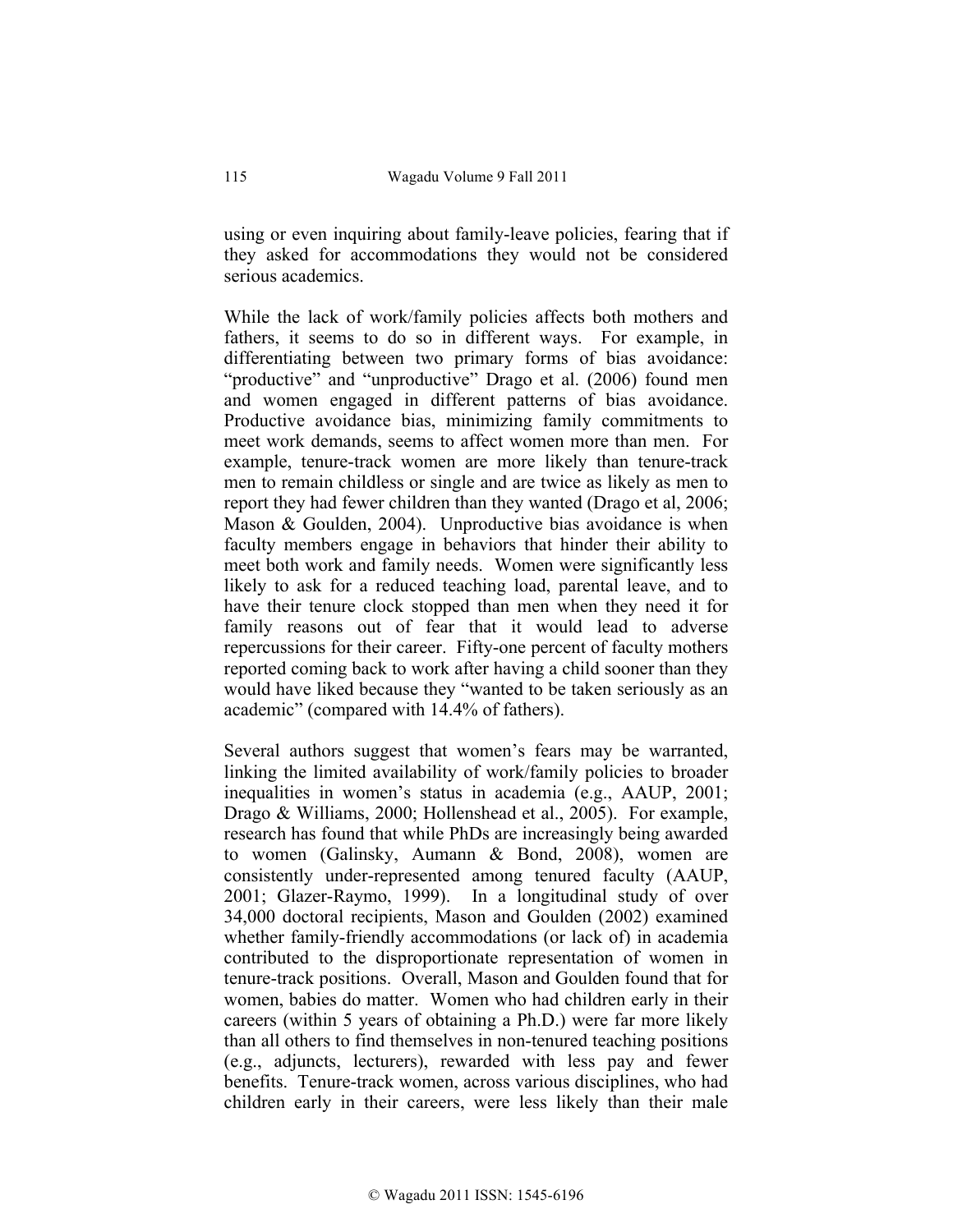using or even inquiring about family-leave policies, fearing that if they asked for accommodations they would not be considered serious academics.

While the lack of work/family policies affects both mothers and fathers, it seems to do so in different ways. For example, in differentiating between two primary forms of bias avoidance: "productive" and "unproductive" Drago et al. (2006) found men and women engaged in different patterns of bias avoidance. Productive avoidance bias, minimizing family commitments to meet work demands, seems to affect women more than men. For example, tenure-track women are more likely than tenure-track men to remain childless or single and are twice as likely as men to report they had fewer children than they wanted (Drago et al, 2006; Mason & Goulden, 2004). Unproductive bias avoidance is when faculty members engage in behaviors that hinder their ability to meet both work and family needs. Women were significantly less likely to ask for a reduced teaching load, parental leave, and to have their tenure clock stopped than men when they need it for family reasons out of fear that it would lead to adverse repercussions for their career. Fifty-one percent of faculty mothers reported coming back to work after having a child sooner than they would have liked because they "wanted to be taken seriously as an academic" (compared with 14.4% of fathers).

Several authors suggest that women's fears may be warranted, linking the limited availability of work/family policies to broader inequalities in women's status in academia (e.g., AAUP, 2001; Drago & Williams, 2000; Hollenshead et al., 2005). For example, research has found that while PhDs are increasingly being awarded to women (Galinsky, Aumann & Bond, 2008), women are consistently under-represented among tenured faculty (AAUP, 2001; Glazer-Raymo, 1999). In a longitudinal study of over 34,000 doctoral recipients, Mason and Goulden (2002) examined whether family-friendly accommodations (or lack of) in academia contributed to the disproportionate representation of women in tenure-track positions. Overall, Mason and Goulden found that for women, babies do matter. Women who had children early in their careers (within 5 years of obtaining a Ph.D.) were far more likely than all others to find themselves in non-tenured teaching positions (e.g., adjuncts, lecturers), rewarded with less pay and fewer benefits. Tenure-track women, across various disciplines, who had children early in their careers, were less likely than their male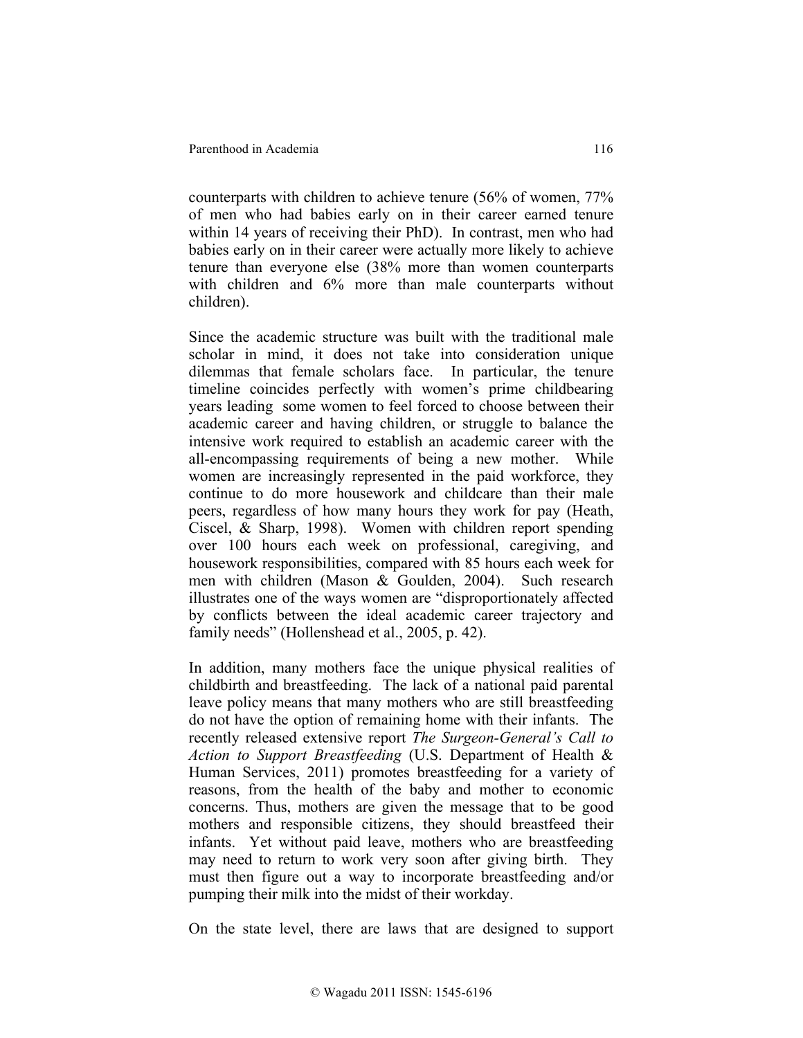counterparts with children to achieve tenure (56% of women, 77% of men who had babies early on in their career earned tenure within 14 years of receiving their PhD). In contrast, men who had babies early on in their career were actually more likely to achieve tenure than everyone else (38% more than women counterparts with children and 6% more than male counterparts without children).

Since the academic structure was built with the traditional male scholar in mind, it does not take into consideration unique dilemmas that female scholars face. In particular, the tenure timeline coincides perfectly with women's prime childbearing years leading some women to feel forced to choose between their academic career and having children, or struggle to balance the intensive work required to establish an academic career with the all-encompassing requirements of being a new mother. While women are increasingly represented in the paid workforce, they continue to do more housework and childcare than their male peers, regardless of how many hours they work for pay (Heath, Ciscel, & Sharp, 1998). Women with children report spending over 100 hours each week on professional, caregiving, and housework responsibilities, compared with 85 hours each week for men with children (Mason & Goulden, 2004). Such research illustrates one of the ways women are "disproportionately affected by conflicts between the ideal academic career trajectory and family needs" (Hollenshead et al., 2005, p. 42).

In addition, many mothers face the unique physical realities of childbirth and breastfeeding. The lack of a national paid parental leave policy means that many mothers who are still breastfeeding do not have the option of remaining home with their infants. The recently released extensive report *The Surgeon-General's Call to Action to Support Breastfeeding* (U.S. Department of Health & Human Services, 2011) promotes breastfeeding for a variety of reasons, from the health of the baby and mother to economic concerns. Thus, mothers are given the message that to be good mothers and responsible citizens, they should breastfeed their infants. Yet without paid leave, mothers who are breastfeeding may need to return to work very soon after giving birth. They must then figure out a way to incorporate breastfeeding and/or pumping their milk into the midst of their workday.

On the state level, there are laws that are designed to support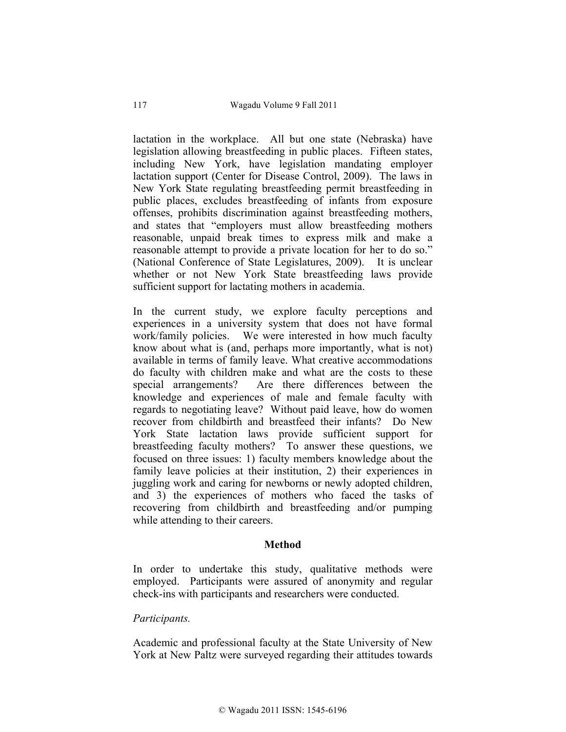lactation in the workplace. All but one state (Nebraska) have legislation allowing breastfeeding in public places. Fifteen states, including New York, have legislation mandating employer lactation support (Center for Disease Control, 2009). The laws in New York State regulating breastfeeding permit breastfeeding in public places, excludes breastfeeding of infants from exposure offenses, prohibits discrimination against breastfeeding mothers, and states that "employers must allow breastfeeding mothers reasonable, unpaid break times to express milk and make a reasonable attempt to provide a private location for her to do so." (National Conference of State Legislatures, 2009). It is unclear whether or not New York State breastfeeding laws provide sufficient support for lactating mothers in academia.

In the current study, we explore faculty perceptions and experiences in a university system that does not have formal work/family policies. We were interested in how much faculty know about what is (and, perhaps more importantly, what is not) available in terms of family leave. What creative accommodations do faculty with children make and what are the costs to these special arrangements? Are there differences between the knowledge and experiences of male and female faculty with regards to negotiating leave? Without paid leave, how do women recover from childbirth and breastfeed their infants? Do New York State lactation laws provide sufficient support for breastfeeding faculty mothers? To answer these questions, we focused on three issues: 1) faculty members knowledge about the family leave policies at their institution, 2) their experiences in juggling work and caring for newborns or newly adopted children, and 3) the experiences of mothers who faced the tasks of recovering from childbirth and breastfeeding and/or pumping while attending to their careers.

## Method

In order to undertake this study, qualitative methods were employed. Participants were assured of anonymity and regular check-ins with participants and researchers were conducted.

*Participants.*

Academic and professional faculty at the State University of New York at New Paltz were surveyed regarding their attitudes towards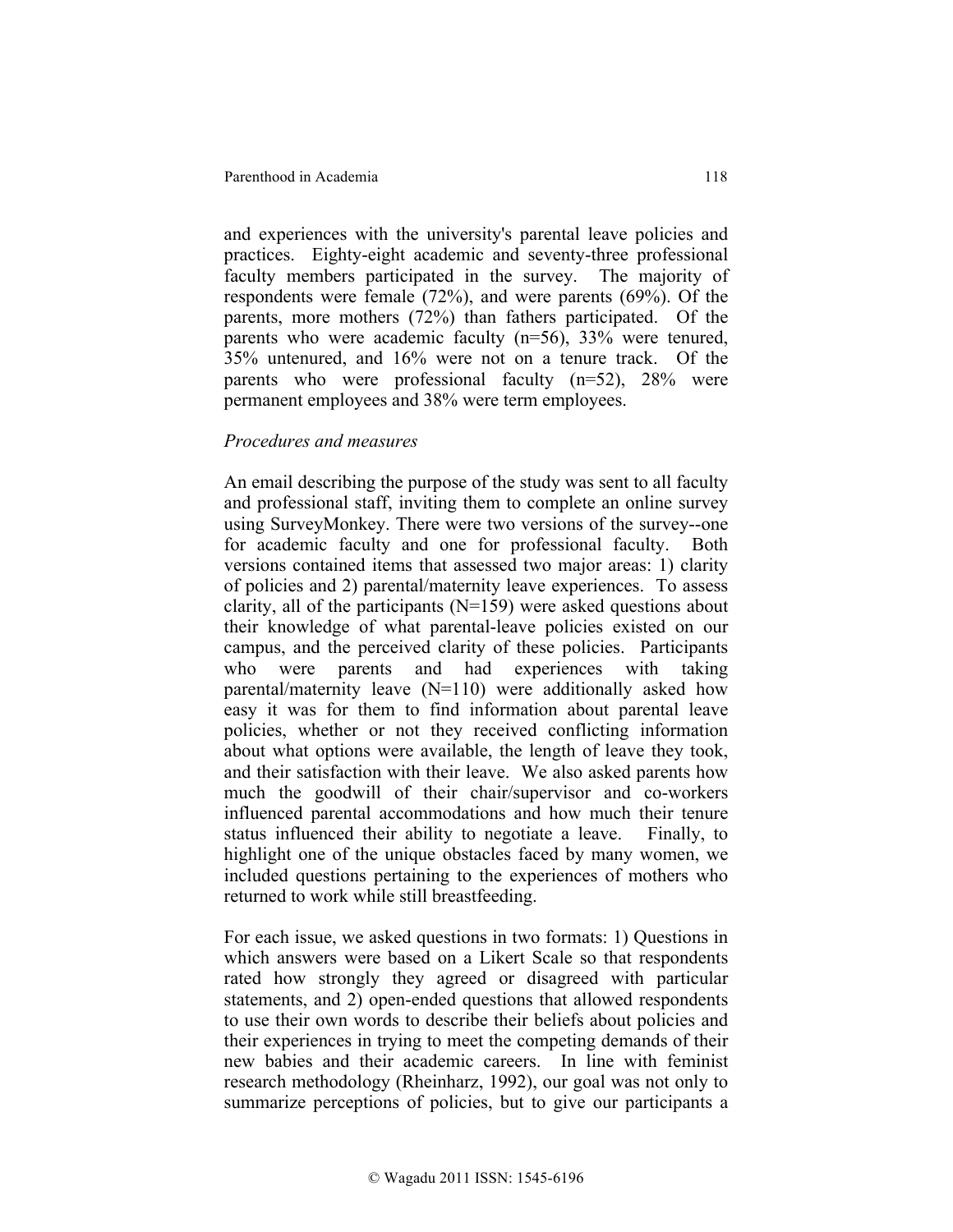and experiences with the university's parental leave policies and practices. Eighty-eight academic and seventy-three professional faculty members participated in the survey. The majority of respondents were female (72%), and were parents (69%). Of the parents, more mothers (72%) than fathers participated. Of the parents who were academic faculty (n=56), 33% were tenured, 35% untenured, and 16% were not on a tenure track. Of the parents who were professional faculty (n=52), 28% were permanent employees and 38% were term employees.

*Procedures and measures*

An email describing the purpose of the study was sent to all faculty and professional staff, inviting them to complete an online survey using SurveyMonkey. There were two versions of the survey--one for academic faculty and one for professional faculty. Both versions contained items that assessed two major areas: 1) clarity of policies and 2) parental/maternity leave experiences. To assess clarity, all of the participants (N=159) were asked questions about their knowledge of what parental-leave policies existed on our campus, and the perceived clarity of these policies. Participants who were parents and had experiences with taking parental/maternity leave (N=110) were additionally asked how easy it was for them to find information about parental leave policies, whether or not they received conflicting information about what options were available, the length of leave they took, and their satisfaction with their leave. We also asked parents how much the goodwill of their chair/supervisor and co-workers influenced parental accommodations and how much their tenure status influenced their ability to negotiate a leave. Finally, to highlight one of the unique obstacles faced by many women, we included questions pertaining to the experiences of mothers who returned to work while still breastfeeding.

For each issue, we asked questions in two formats: 1) Questions in which answers were based on a Likert Scale so that respondents rated how strongly they agreed or disagreed with particular statements, and 2) open-ended questions that allowed respondents to use their own words to describe their beliefs about policies and their experiences in trying to meet the competing demands of their new babies and their academic careers. In line with feminist research methodology (Rheinharz, 1992), our goal was not only to summarize perceptions of policies, but to give our participants a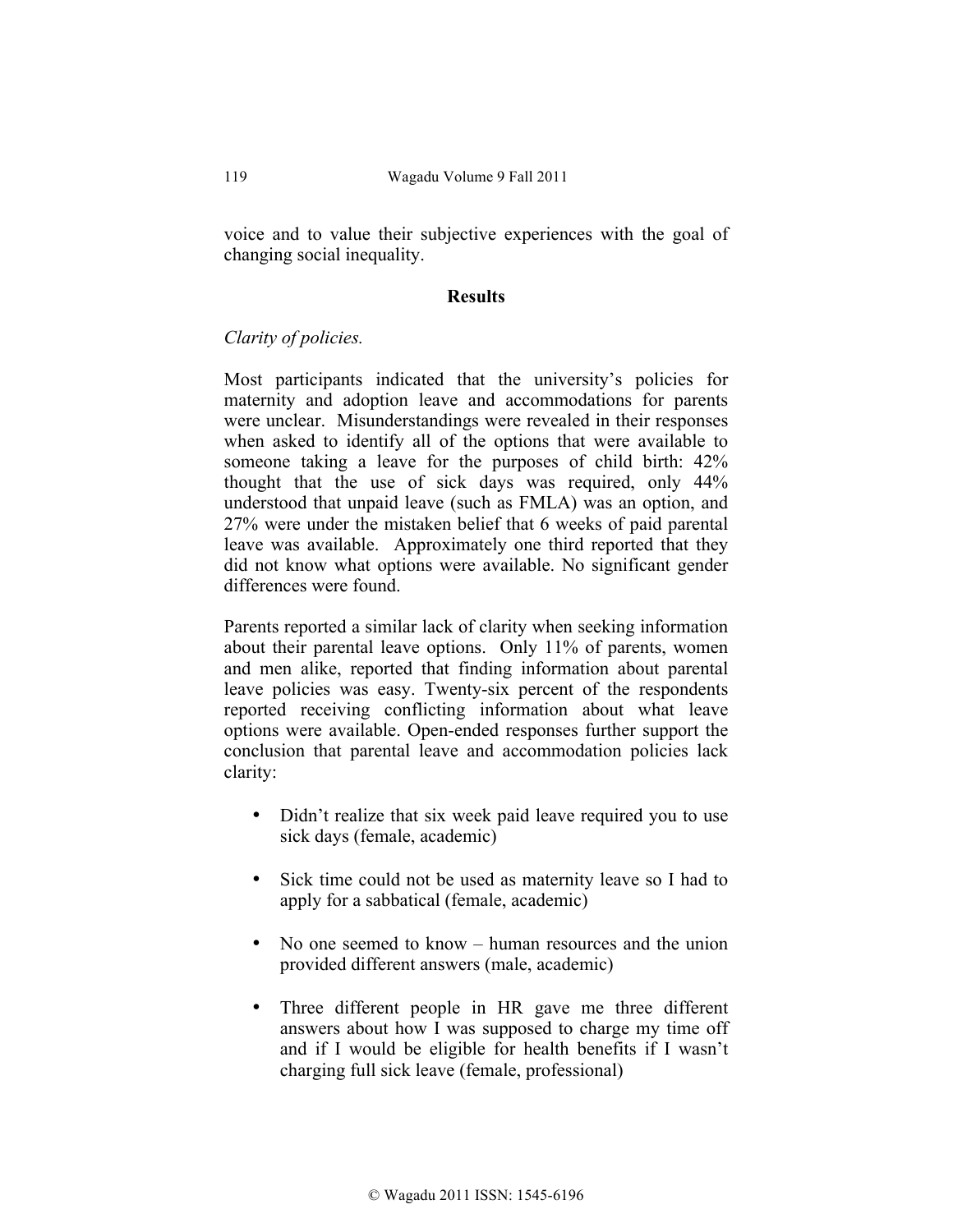voice and to value their subjective experiences with the goal of changing social inequality.

## Results

*Clarity of policies.*

Most participants indicated that the university's policies for maternity and adoption leave and accommodations for parents were unclear. Misunderstandings were revealed in their responses when asked to identify all of the options that were available to someone taking a leave for the purposes of child birth: 42% thought that the use of sick days was required, only 44% understood that unpaid leave (such as FMLA) was an option, and 27% were under the mistaken belief that 6 weeks of paid parental leave was available. Approximately one third reported that they did not know what options were available. No significant gender differences were found.

Parents reported a similar lack of clarity when seeking information about their parental leave options. Only 11% of parents, women and men alike, reported that finding information about parental leave policies was easy. Twenty-six percent of the respondents reported receiving conflicting information about what leave options were available. Open-ended responses further support the conclusion that parental leave and accommodation policies lack clarity:

- Didn't realize that six week paid leave required you to use sick days (female, academic)
- Sick time could not be used as maternity leave so I had to apply for a sabbatical (female, academic)
- No one seemed to know – human resources and the union provided different answers (male, academic)
- Three different people in HR gave me three different answers about how I was supposed to charge my time off and if I would be eligible for health benefits if I wasn't charging full sick leave (female, professional)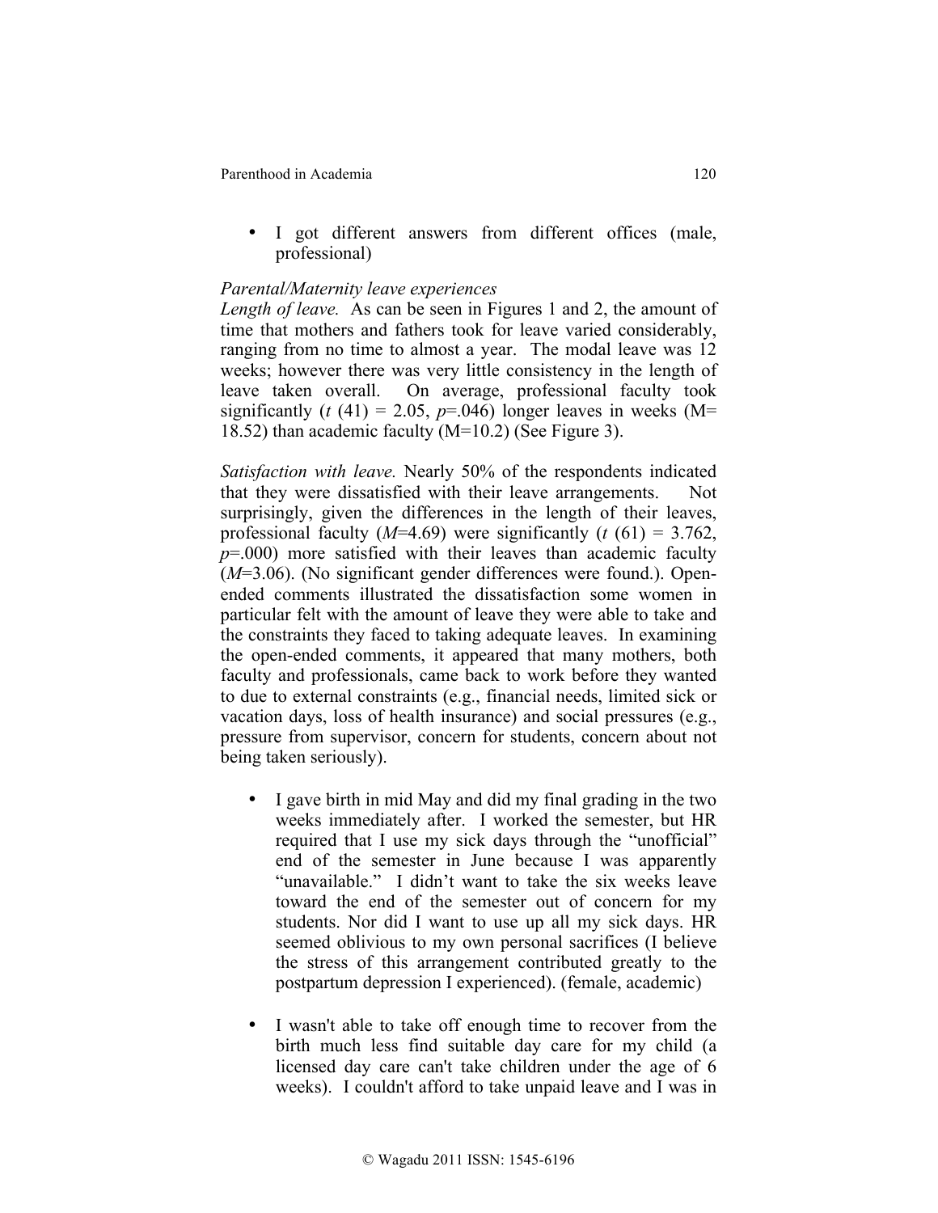- I got different answers from different offices (male, professional)

*Parental/Maternity leave experiences*

*Length of leave.* As can be seen in Figures 1 and 2, the amount of time that mothers and fathers took for leave varied considerably, ranging from no time to almost a year. The modal leave was 12 weeks; however there was very little consistency in the length of leave taken overall. On average, professional faculty took significantly ($t$ (41) = 2.05, $p$=.046) longer leaves in weeks (M= 18.52) than academic faculty (M=10.2) (See Figure 3).

*Satisfaction with leave.* Nearly 50% of the respondents indicated that they were dissatisfied with their leave arrangements. Not surprisingly, given the differences in the length of their leaves, professional faculty ($M$=4.69) were significantly ($t$ (61) = 3.762, $p$=.000) more satisfied with their leaves than academic faculty ($M$=3.06). (No significant gender differences were found.). Open-ended comments illustrated the dissatisfaction some women in particular felt with the amount of leave they were able to take and the constraints they faced to taking adequate leaves. In examining the open-ended comments, it appeared that many mothers, both faculty and professionals, came back to work before they wanted to due to external constraints (e.g., financial needs, limited sick or vacation days, loss of health insurance) and social pressures (e.g., pressure from supervisor, concern for students, concern about not being taken seriously).

- I gave birth in mid May and did my final grading in the two weeks immediately after. I worked the semester, but HR required that I use my sick days through the "unofficial" end of the semester in June because I was apparently "unavailable." I didn't want to take the six weeks leave toward the end of the semester out of concern for my students. Nor did I want to use up all my sick days. HR seemed oblivious to my own personal sacrifices (I believe the stress of this arrangement contributed greatly to the postpartum depression I experienced). (female, academic)

- I wasn't able to take off enough time to recover from the birth much less find suitable day care for my child (a licensed day care can't take children under the age of 6 weeks). I couldn't afford to take unpaid leave and I was in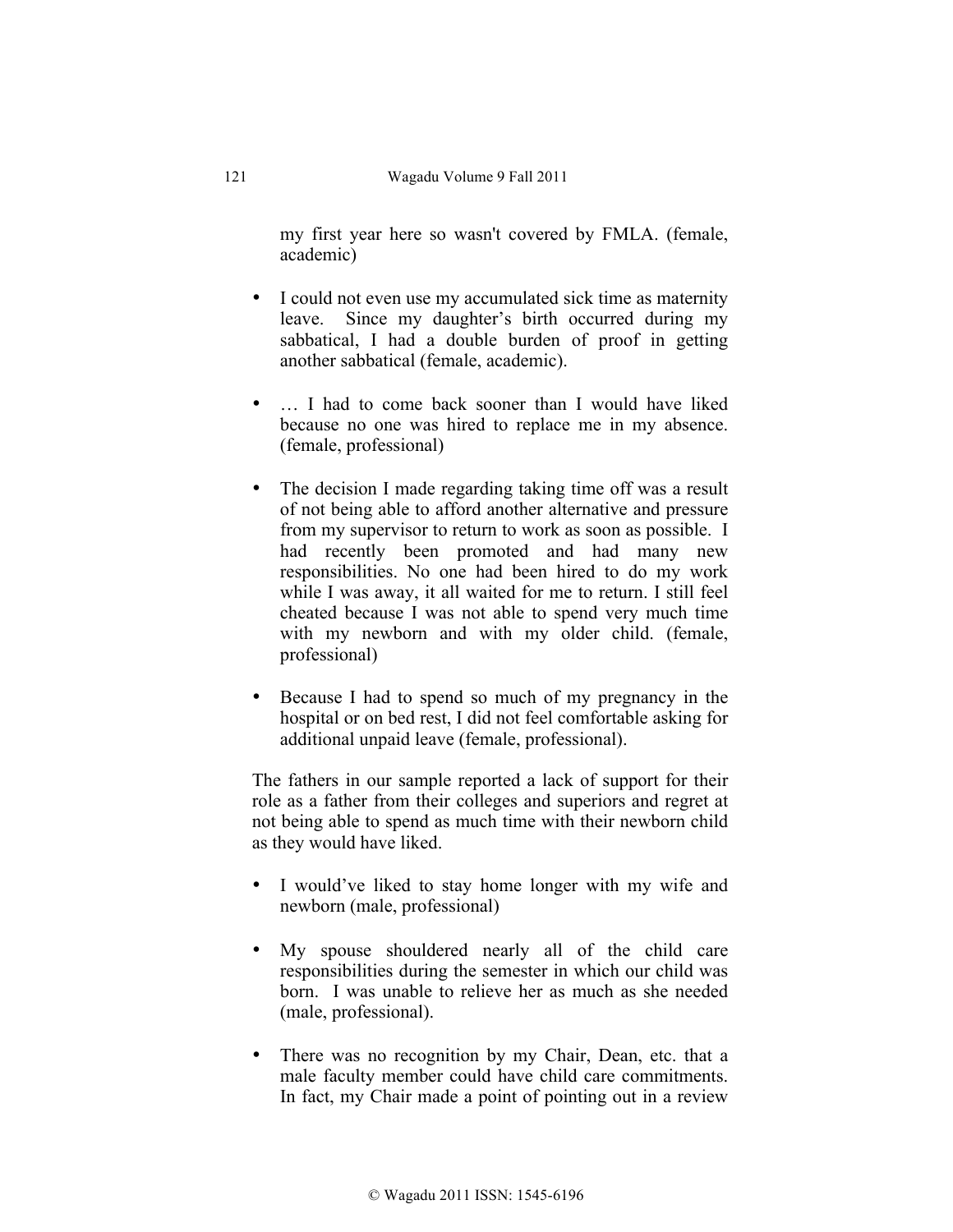my first year here so wasn't covered by FMLA. (female, academic)

- I could not even use my accumulated sick time as maternity leave. Since my daughter's birth occurred during my sabbatical, I had a double burden of proof in getting another sabbatical (female, academic).

- … I had to come back sooner than I would have liked because no one was hired to replace me in my absence. (female, professional)

- The decision I made regarding taking time off was a result of not being able to afford another alternative and pressure from my supervisor to return to work as soon as possible. I had recently been promoted and had many new responsibilities. No one had been hired to do my work while I was away, it all waited for me to return. I still feel cheated because I was not able to spend very much time with my newborn and with my older child. (female, professional)

- Because I had to spend so much of my pregnancy in the hospital or on bed rest, I did not feel comfortable asking for additional unpaid leave (female, professional).

The fathers in our sample reported a lack of support for their role as a father from their colleges and superiors and regret at not being able to spend as much time with their newborn child as they would have liked.

- I would've liked to stay home longer with my wife and newborn (male, professional)

- My spouse shouldered nearly all of the child care responsibilities during the semester in which our child was born. I was unable to relieve her as much as she needed (male, professional).

- There was no recognition by my Chair, Dean, etc. that a male faculty member could have child care commitments. In fact, my Chair made a point of pointing out in a review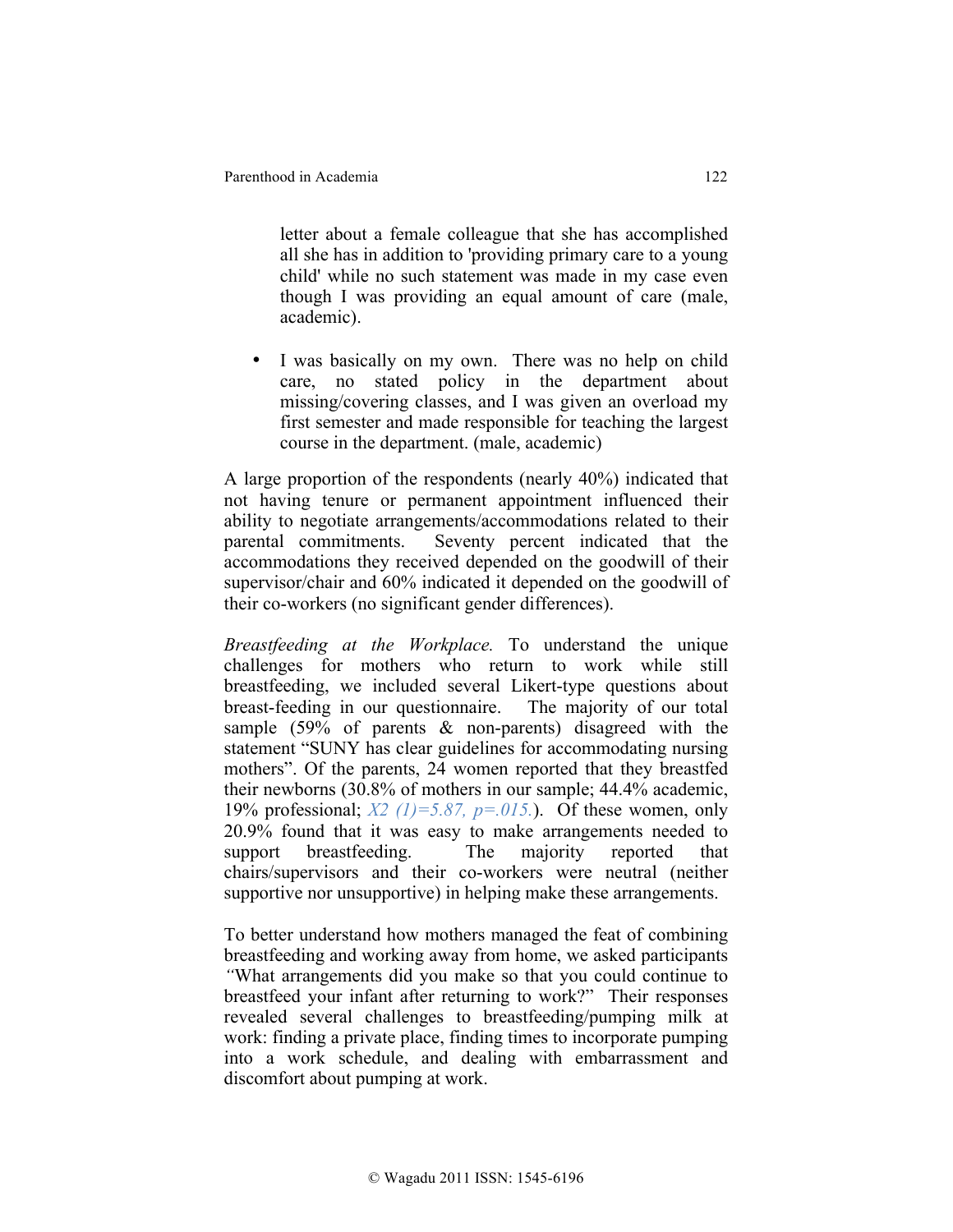> letter about a female colleague that she has accomplished all she has in addition to 'providing primary care to a young child' while no such statement was made in my case even though I was providing an equal amount of care (male, academic).

> - I was basically on my own. There was no help on child care, no stated policy in the department about missing/covering classes, and I was given an overload my first semester and made responsible for teaching the largest course in the department. (male, academic)

A large proportion of the respondents (nearly 40%) indicated that not having tenure or permanent appointment influenced their ability to negotiate arrangements/accommodations related to their parental commitments. Seventy percent indicated that the accommodations they received depended on the goodwill of their supervisor/chair and 60% indicated it depended on the goodwill of their co-workers (no significant gender differences).

*Breastfeeding at the Workplace.* To understand the unique challenges for mothers who return to work while still breastfeeding, we included several Likert-type questions about breast-feeding in our questionnaire. The majority of our total sample (59% of parents & non-parents) disagreed with the statement "SUNY has clear guidelines for accommodating nursing mothers". Of the parents, 24 women reported that they breastfed their newborns (30.8% of mothers in our sample; 44.4% academic, 19% professional; $X2\ (1)=5.87,\ p=.015.$). Of these women, only 20.9% found that it was easy to make arrangements needed to support breastfeeding. The majority reported that chairs/supervisors and their co-workers were neutral (neither supportive nor unsupportive) in helping make these arrangements.

To better understand how mothers managed the feat of combining breastfeeding and working away from home, we asked participants "What arrangements did you make so that you could continue to breastfeed your infant after returning to work?" Their responses revealed several challenges to breastfeeding/pumping milk at work: finding a private place, finding times to incorporate pumping into a work schedule, and dealing with embarrassment and discomfort about pumping at work.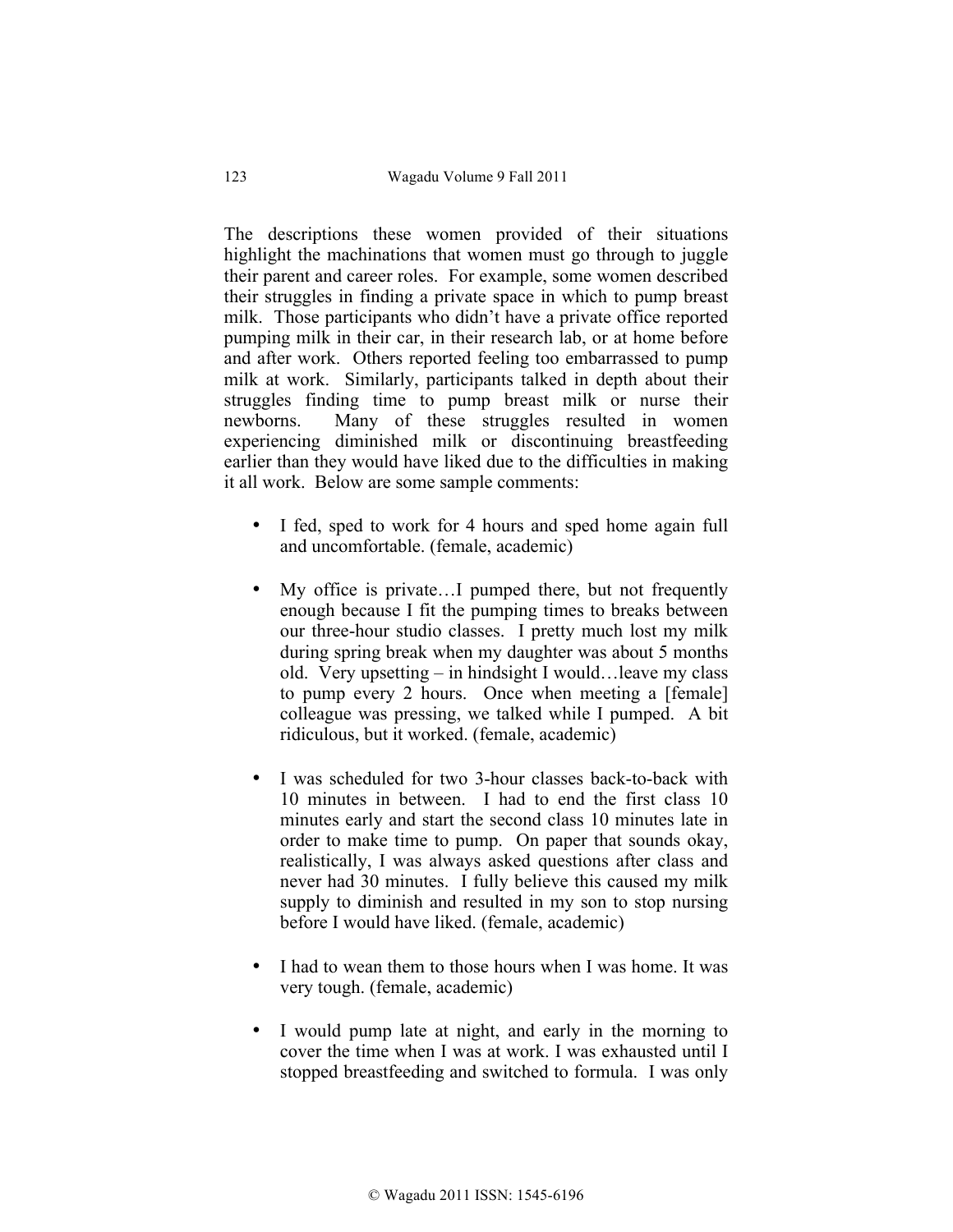The descriptions these women provided of their situations highlight the machinations that women must go through to juggle their parent and career roles. For example, some women described their struggles in finding a private space in which to pump breast milk. Those participants who didn't have a private office reported pumping milk in their car, in their research lab, or at home before and after work. Others reported feeling too embarrassed to pump milk at work. Similarly, participants talked in depth about their struggles finding time to pump breast milk or nurse their newborns. Many of these struggles resulted in women experiencing diminished milk or discontinuing breastfeeding earlier than they would have liked due to the difficulties in making it all work. Below are some sample comments:

- I fed, sped to work for 4 hours and sped home again full and uncomfortable. (female, academic)
- My office is private…I pumped there, but not frequently enough because I fit the pumping times to breaks between our three-hour studio classes. I pretty much lost my milk during spring break when my daughter was about 5 months old. Very upsetting – in hindsight I would…leave my class to pump every 2 hours. Once when meeting a [female] colleague was pressing, we talked while I pumped. A bit ridiculous, but it worked. (female, academic)
- I was scheduled for two 3-hour classes back-to-back with 10 minutes in between. I had to end the first class 10 minutes early and start the second class 10 minutes late in order to make time to pump. On paper that sounds okay, realistically, I was always asked questions after class and never had 30 minutes. I fully believe this caused my milk supply to diminish and resulted in my son to stop nursing before I would have liked. (female, academic)
- I had to wean them to those hours when I was home. It was very tough. (female, academic)
- I would pump late at night, and early in the morning to cover the time when I was at work. I was exhausted until I stopped breastfeeding and switched to formula. I was only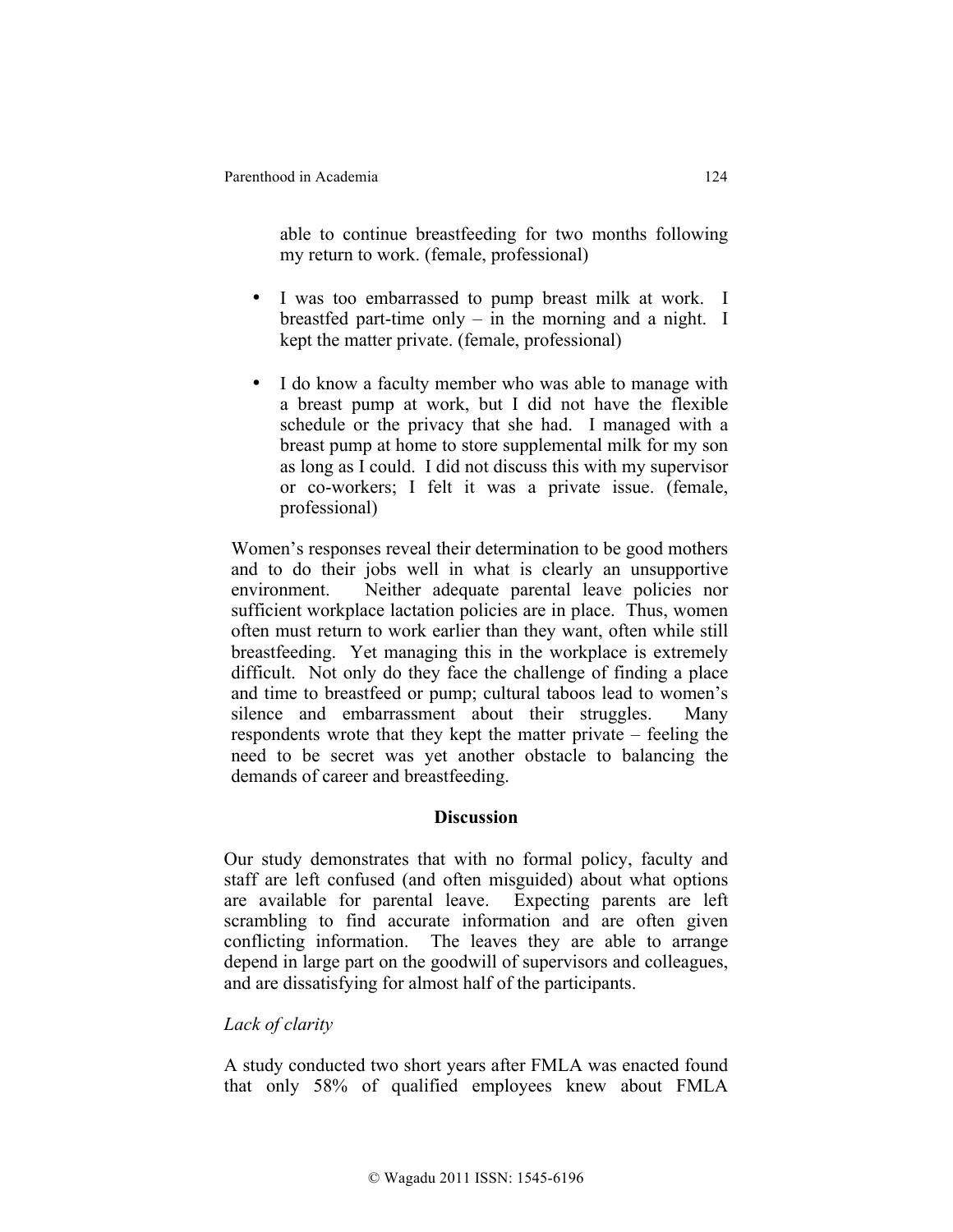able to continue breastfeeding for two months following my return to work. (female, professional)

- I was too embarrassed to pump breast milk at work. I breastfed part-time only – in the morning and a night. I kept the matter private. (female, professional)
- I do know a faculty member who was able to manage with a breast pump at work, but I did not have the flexible schedule or the privacy that she had. I managed with a breast pump at home to store supplemental milk for my son as long as I could. I did not discuss this with my supervisor or co-workers; I felt it was a private issue. (female, professional)

Women's responses reveal their determination to be good mothers and to do their jobs well in what is clearly an unsupportive environment. Neither adequate parental leave policies nor sufficient workplace lactation policies are in place. Thus, women often must return to work earlier than they want, often while still breastfeeding. Yet managing this in the workplace is extremely difficult. Not only do they face the challenge of finding a place and time to breastfeed or pump; cultural taboos lead to women's silence and embarrassment about their struggles. Many respondents wrote that they kept the matter private – feeling the need to be secret was yet another obstacle to balancing the demands of career and breastfeeding.

## Discussion

Our study demonstrates that with no formal policy, faculty and staff are left confused (and often misguided) about what options are available for parental leave. Expecting parents are left scrambling to find accurate information and are often given conflicting information. The leaves they are able to arrange depend in large part on the goodwill of supervisors and colleagues, and are dissatisfying for almost half of the participants.

### *Lack of clarity*

A study conducted two short years after FMLA was enacted found that only 58% of qualified employees knew about FMLA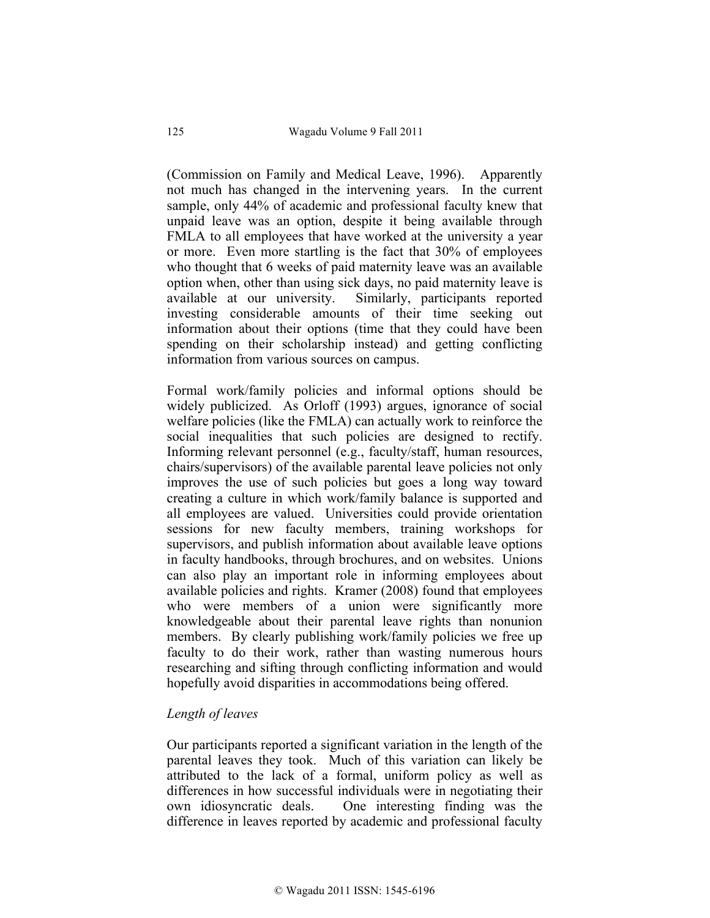(Commission on Family and Medical Leave, 1996). Apparently not much has changed in the intervening years. In the current sample, only 44% of academic and professional faculty knew that unpaid leave was an option, despite it being available through FMLA to all employees that have worked at the university a year or more. Even more startling is the fact that 30% of employees who thought that 6 weeks of paid maternity leave was an available option when, other than using sick days, no paid maternity leave is available at our university. Similarly, participants reported investing considerable amounts of their time seeking out information about their options (time that they could have been spending on their scholarship instead) and getting conflicting information from various sources on campus.

Formal work/family policies and informal options should be widely publicized. As Orloff (1993) argues, ignorance of social welfare policies (like the FMLA) can actually work to reinforce the social inequalities that such policies are designed to rectify. Informing relevant personnel (e.g., faculty/staff, human resources, chairs/supervisors) of the available parental leave policies not only improves the use of such policies but goes a long way toward creating a culture in which work/family balance is supported and all employees are valued. Universities could provide orientation sessions for new faculty members, training workshops for supervisors, and publish information about available leave options in faculty handbooks, through brochures, and on websites. Unions can also play an important role in informing employees about available policies and rights. Kramer (2008) found that employees who were members of a union were significantly more knowledgeable about their parental leave rights than nonunion members. By clearly publishing work/family policies we free up faculty to do their work, rather than wasting numerous hours researching and sifting through conflicting information and would hopefully avoid disparities in accommodations being offered.

*Length of leaves*

Our participants reported a significant variation in the length of the parental leaves they took. Much of this variation can likely be attributed to the lack of a formal, uniform policy as well as differences in how successful individuals were in negotiating their own idiosyncratic deals. One interesting finding was the difference in leaves reported by academic and professional faculty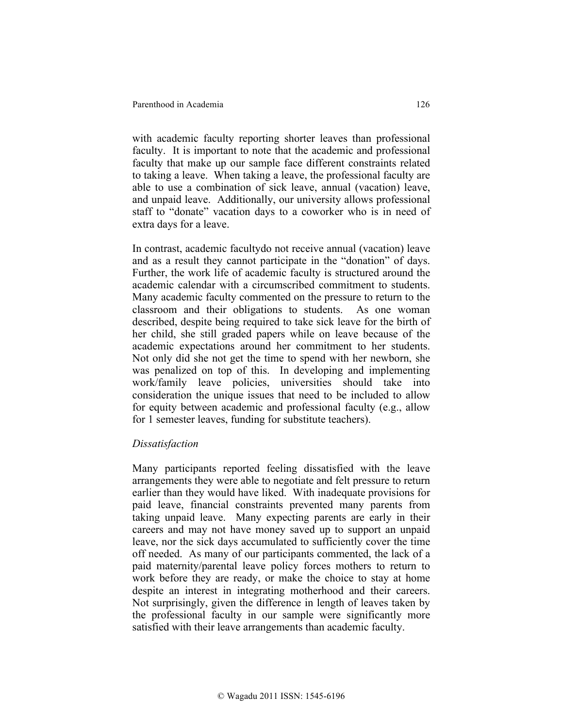with academic faculty reporting shorter leaves than professional faculty. It is important to note that the academic and professional faculty that make up our sample face different constraints related to taking a leave. When taking a leave, the professional faculty are able to use a combination of sick leave, annual (vacation) leave, and unpaid leave. Additionally, our university allows professional staff to "donate" vacation days to a coworker who is in need of extra days for a leave.

In contrast, academic facultydo not receive annual (vacation) leave and as a result they cannot participate in the "donation" of days. Further, the work life of academic faculty is structured around the academic calendar with a circumscribed commitment to students. Many academic faculty commented on the pressure to return to the classroom and their obligations to students. As one woman described, despite being required to take sick leave for the birth of her child, she still graded papers while on leave because of the academic expectations around her commitment to her students. Not only did she not get the time to spend with her newborn, she was penalized on top of this. In developing and implementing work/family leave policies, universities should take into consideration the unique issues that need to be included to allow for equity between academic and professional faculty (e.g., allow for 1 semester leaves, funding for substitute teachers).

*Dissatisfaction*

Many participants reported feeling dissatisfied with the leave arrangements they were able to negotiate and felt pressure to return earlier than they would have liked. With inadequate provisions for paid leave, financial constraints prevented many parents from taking unpaid leave. Many expecting parents are early in their careers and may not have money saved up to support an unpaid leave, nor the sick days accumulated to sufficiently cover the time off needed. As many of our participants commented, the lack of a paid maternity/parental leave policy forces mothers to return to work before they are ready, or make the choice to stay at home despite an interest in integrating motherhood and their careers. Not surprisingly, given the difference in length of leaves taken by the professional faculty in our sample were significantly more satisfied with their leave arrangements than academic faculty.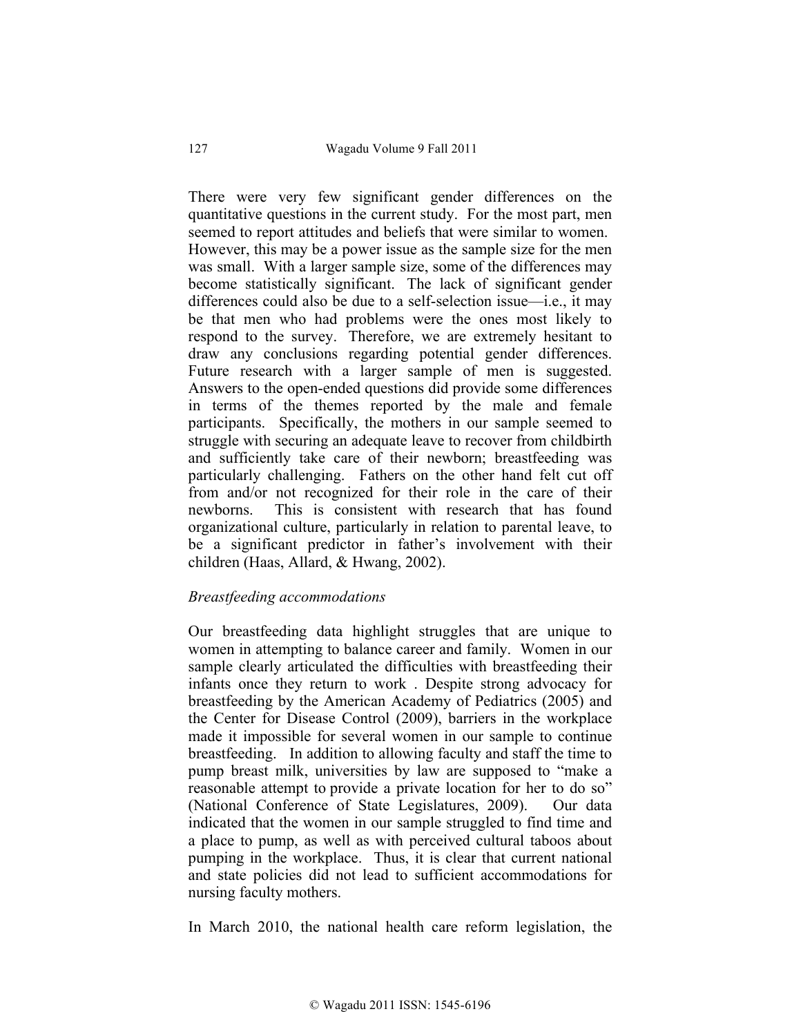There were very few significant gender differences on the quantitative questions in the current study. For the most part, men seemed to report attitudes and beliefs that were similar to women. However, this may be a power issue as the sample size for the men was small. With a larger sample size, some of the differences may become statistically significant. The lack of significant gender differences could also be due to a self-selection issue—i.e., it may be that men who had problems were the ones most likely to respond to the survey. Therefore, we are extremely hesitant to draw any conclusions regarding potential gender differences. Future research with a larger sample of men is suggested. Answers to the open-ended questions did provide some differences in terms of the themes reported by the male and female participants. Specifically, the mothers in our sample seemed to struggle with securing an adequate leave to recover from childbirth and sufficiently take care of their newborn; breastfeeding was particularly challenging. Fathers on the other hand felt cut off from and/or not recognized for their role in the care of their newborns. This is consistent with research that has found organizational culture, particularly in relation to parental leave, to be a significant predictor in father's involvement with their children (Haas, Allard, & Hwang, 2002).

*Breastfeeding accommodations*

Our breastfeeding data highlight struggles that are unique to women in attempting to balance career and family. Women in our sample clearly articulated the difficulties with breastfeeding their infants once they return to work . Despite strong advocacy for breastfeeding by the American Academy of Pediatrics (2005) and the Center for Disease Control (2009), barriers in the workplace made it impossible for several women in our sample to continue breastfeeding. In addition to allowing faculty and staff the time to pump breast milk, universities by law are supposed to "make a reasonable attempt to provide a private location for her to do so" (National Conference of State Legislatures, 2009). Our data indicated that the women in our sample struggled to find time and a place to pump, as well as with perceived cultural taboos about pumping in the workplace. Thus, it is clear that current national and state policies did not lead to sufficient accommodations for nursing faculty mothers.

In March 2010, the national health care reform legislation, the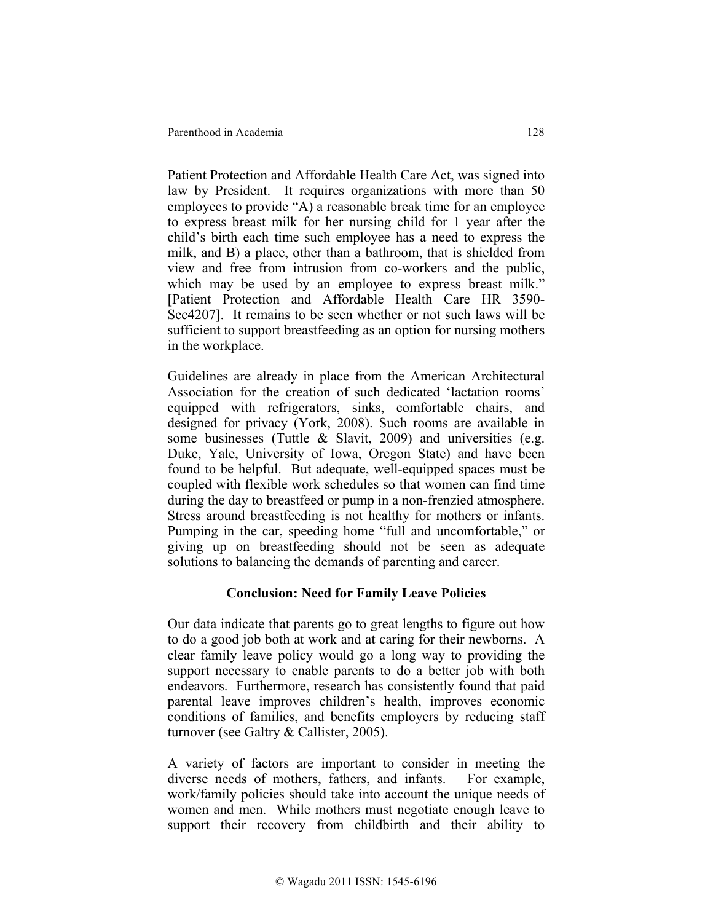Patient Protection and Affordable Health Care Act, was signed into law by President. It requires organizations with more than 50 employees to provide "A) a reasonable break time for an employee to express breast milk for her nursing child for 1 year after the child's birth each time such employee has a need to express the milk, and B) a place, other than a bathroom, that is shielded from view and free from intrusion from co-workers and the public, which may be used by an employee to express breast milk." [Patient Protection and Affordable Health Care HR 3590-Sec4207]. It remains to be seen whether or not such laws will be sufficient to support breastfeeding as an option for nursing mothers in the workplace.

Guidelines are already in place from the American Architectural Association for the creation of such dedicated 'lactation rooms' equipped with refrigerators, sinks, comfortable chairs, and designed for privacy (York, 2008). Such rooms are available in some businesses (Tuttle & Slavit, 2009) and universities (e.g. Duke, Yale, University of Iowa, Oregon State) and have been found to be helpful. But adequate, well-equipped spaces must be coupled with flexible work schedules so that women can find time during the day to breastfeed or pump in a non-frenzied atmosphere. Stress around breastfeeding is not healthy for mothers or infants. Pumping in the car, speeding home "full and uncomfortable," or giving up on breastfeeding should not be seen as adequate solutions to balancing the demands of parenting and career.

## Conclusion: Need for Family Leave Policies

Our data indicate that parents go to great lengths to figure out how to do a good job both at work and at caring for their newborns. A clear family leave policy would go a long way to providing the support necessary to enable parents to do a better job with both endeavors. Furthermore, research has consistently found that paid parental leave improves children's health, improves economic conditions of families, and benefits employers by reducing staff turnover (see Galtry & Callister, 2005).

A variety of factors are important to consider in meeting the diverse needs of mothers, fathers, and infants. For example, work/family policies should take into account the unique needs of women and men. While mothers must negotiate enough leave to support their recovery from childbirth and their ability to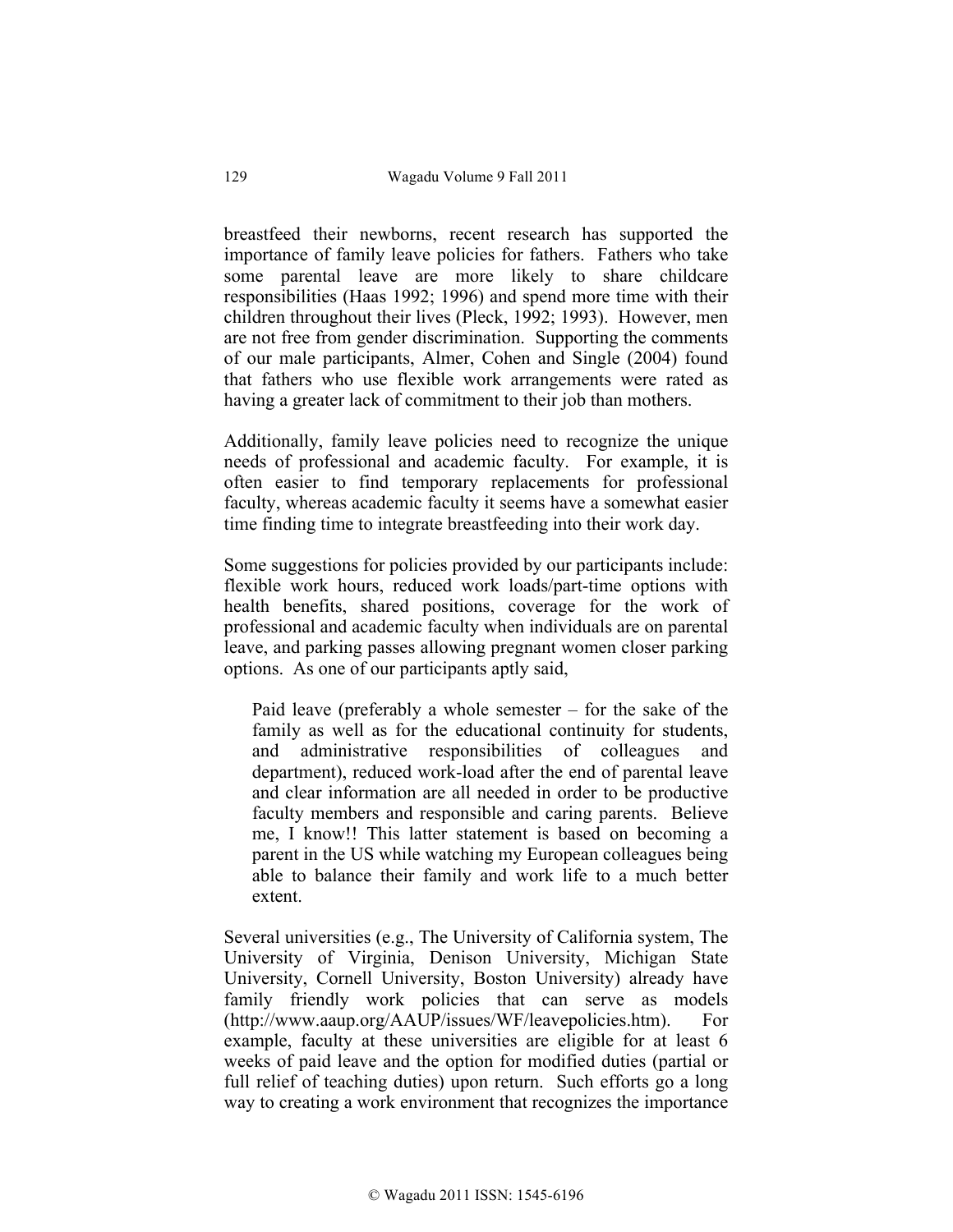breastfeed their newborns, recent research has supported the importance of family leave policies for fathers. Fathers who take some parental leave are more likely to share childcare responsibilities (Haas 1992; 1996) and spend more time with their children throughout their lives (Pleck, 1992; 1993). However, men are not free from gender discrimination. Supporting the comments of our male participants, Almer, Cohen and Single (2004) found that fathers who use flexible work arrangements were rated as having a greater lack of commitment to their job than mothers.

Additionally, family leave policies need to recognize the unique needs of professional and academic faculty. For example, it is often easier to find temporary replacements for professional faculty, whereas academic faculty it seems have a somewhat easier time finding time to integrate breastfeeding into their work day.

Some suggestions for policies provided by our participants include: flexible work hours, reduced work loads/part-time options with health benefits, shared positions, coverage for the work of professional and academic faculty when individuals are on parental leave, and parking passes allowing pregnant women closer parking options. As one of our participants aptly said,

> Paid leave (preferably a whole semester – for the sake of the family as well as for the educational continuity for students, and administrative responsibilities of colleagues and department), reduced work-load after the end of parental leave and clear information are all needed in order to be productive faculty members and responsible and caring parents. Believe me, I know!! This latter statement is based on becoming a parent in the US while watching my European colleagues being able to balance their family and work life to a much better extent.

Several universities (e.g., The University of California system, The University of Virginia, Denison University, Michigan State University, Cornell University, Boston University) already have family friendly work policies that can serve as models (http://www.aaup.org/AAUP/issues/WF/leavepolicies.htm). For example, faculty at these universities are eligible for at least 6 weeks of paid leave and the option for modified duties (partial or full relief of teaching duties) upon return. Such efforts go a long way to creating a work environment that recognizes the importance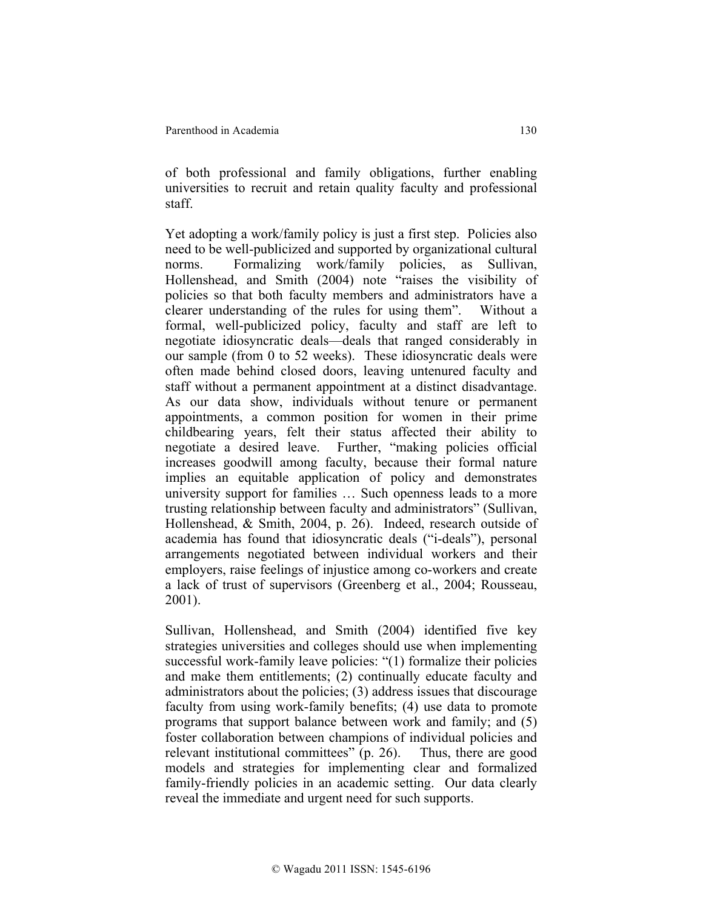of both professional and family obligations, further enabling universities to recruit and retain quality faculty and professional staff.

Yet adopting a work/family policy is just a first step. Policies also need to be well-publicized and supported by organizational cultural norms. Formalizing work/family policies, as Sullivan, Hollenshead, and Smith (2004) note "raises the visibility of policies so that both faculty members and administrators have a clearer understanding of the rules for using them". Without a formal, well-publicized policy, faculty and staff are left to negotiate idiosyncratic deals—deals that ranged considerably in our sample (from 0 to 52 weeks). These idiosyncratic deals were often made behind closed doors, leaving untenured faculty and staff without a permanent appointment at a distinct disadvantage. As our data show, individuals without tenure or permanent appointments, a common position for women in their prime childbearing years, felt their status affected their ability to negotiate a desired leave. Further, "making policies official increases goodwill among faculty, because their formal nature implies an equitable application of policy and demonstrates university support for families … Such openness leads to a more trusting relationship between faculty and administrators" (Sullivan, Hollenshead, & Smith, 2004, p. 26). Indeed, research outside of academia has found that idiosyncratic deals ("i-deals"), personal arrangements negotiated between individual workers and their employers, raise feelings of injustice among co-workers and create a lack of trust of supervisors (Greenberg et al., 2004; Rousseau, 2001).

Sullivan, Hollenshead, and Smith (2004) identified five key strategies universities and colleges should use when implementing successful work-family leave policies: "(1) formalize their policies and make them entitlements; (2) continually educate faculty and administrators about the policies; (3) address issues that discourage faculty from using work-family benefits; (4) use data to promote programs that support balance between work and family; and (5) foster collaboration between champions of individual policies and relevant institutional committees" (p. 26). Thus, there are good models and strategies for implementing clear and formalized family-friendly policies in an academic setting. Our data clearly reveal the immediate and urgent need for such supports.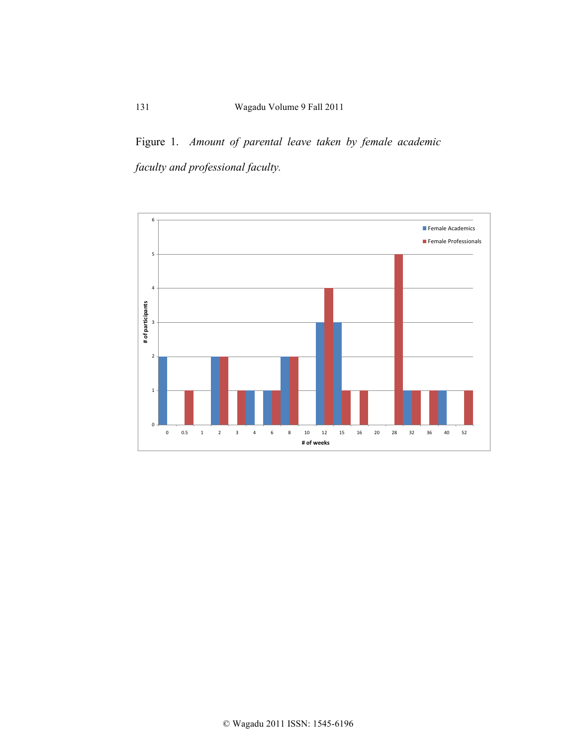Figure 1. *Amount of parental leave taken by female academic faculty and professional faculty.*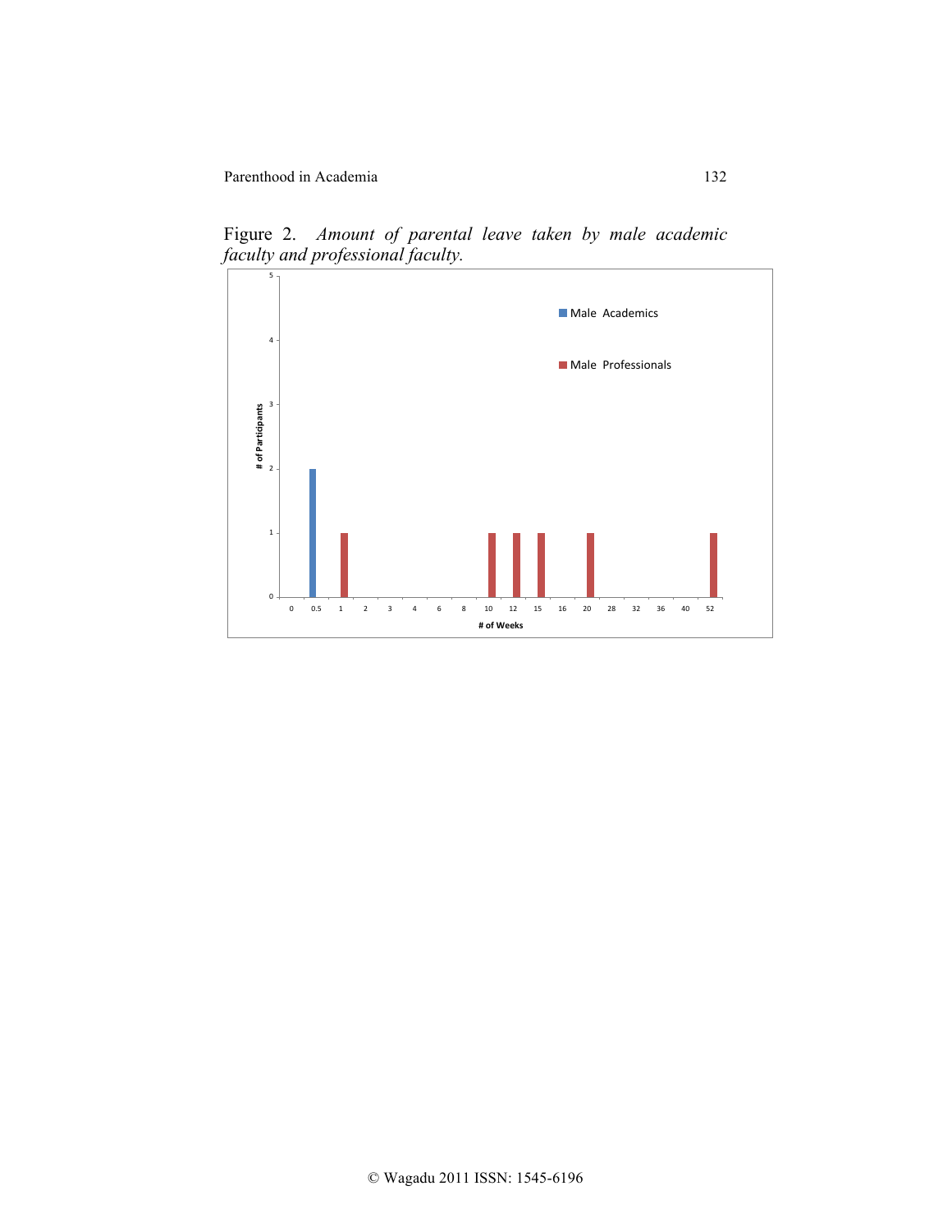Figure 2. *Amount of parental leave taken by male academic faculty and professional faculty.*

5
4
3
2
1
0

# of Participants

Male Academics

Male Professionals

0 0.5 1 2 3 4 6 8 10 12 15 16 20 28 32 36 40 52

# of Weeks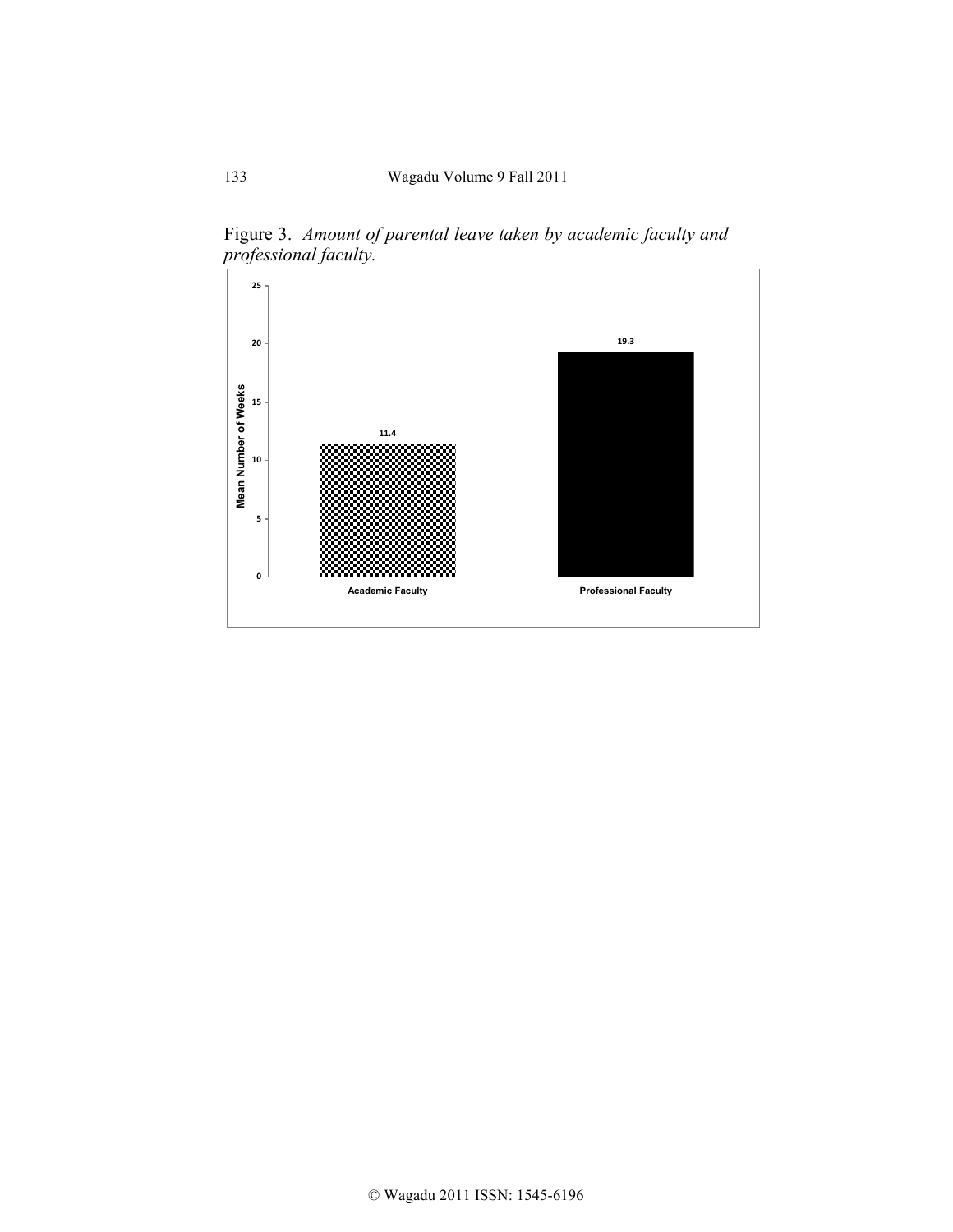Figure 3. *Amount of parental leave taken by academic faculty and professional faculty.*

Mean Number of Weeks

25

20

15

10

5

0

11.4

19.3

Academic Faculty

Professional Faculty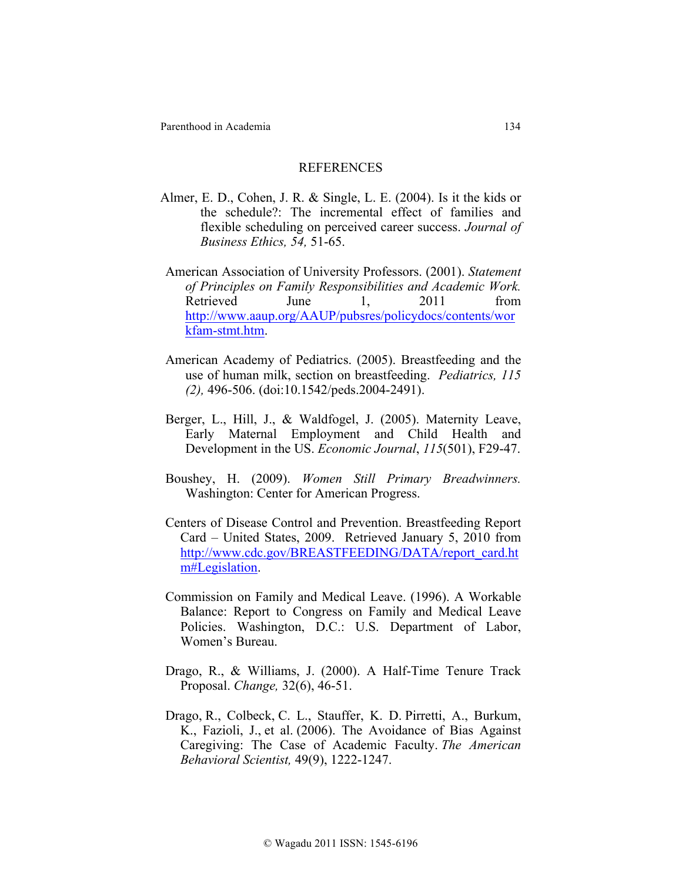## REFERENCES

Almer, E. D., Cohen, J. R. & Single, L. E. (2004). Is it the kids or the schedule?: The incremental effect of families and flexible scheduling on perceived career success. *Journal of Business Ethics, 54,* 51-65.

American Association of University Professors. (2001). *Statement of Principles on Family Responsibilities and Academic Work.* Retrieved June 1, 2011 from http://www.aaup.org/AAUP/pubsres/policydocs/contents/workfam-stmt.htm.

American Academy of Pediatrics. (2005). Breastfeeding and the use of human milk, section on breastfeeding. *Pediatrics, 115 (2),* 496-506. (doi:10.1542/peds.2004-2491).

Berger, L., Hill, J., & Waldfogel, J. (2005). Maternity Leave, Early Maternal Employment and Child Health and Development in the US. *Economic Journal*, *115*(501), F29-47.

Boushey, H. (2009). *Women Still Primary Breadwinners.* Washington: Center for American Progress.

Centers of Disease Control and Prevention. Breastfeeding Report Card – United States, 2009. Retrieved January 5, 2010 from http://www.cdc.gov/BREASTFEEDING/DATA/report_card.htm#Legislation.

Commission on Family and Medical Leave. (1996). A Workable Balance: Report to Congress on Family and Medical Leave Policies. Washington, D.C.: U.S. Department of Labor, Women's Bureau.

Drago, R., & Williams, J. (2000). A Half-Time Tenure Track Proposal. *Change,* 32(6), 46-51.

Drago, R., Colbeck, C. L., Stauffer, K. D. Pirretti, A., Burkum, K., Fazioli, J., et al. (2006). The Avoidance of Bias Against Caregiving: The Case of Academic Faculty. *The American Behavioral Scientist,* 49(9), 1222-1247.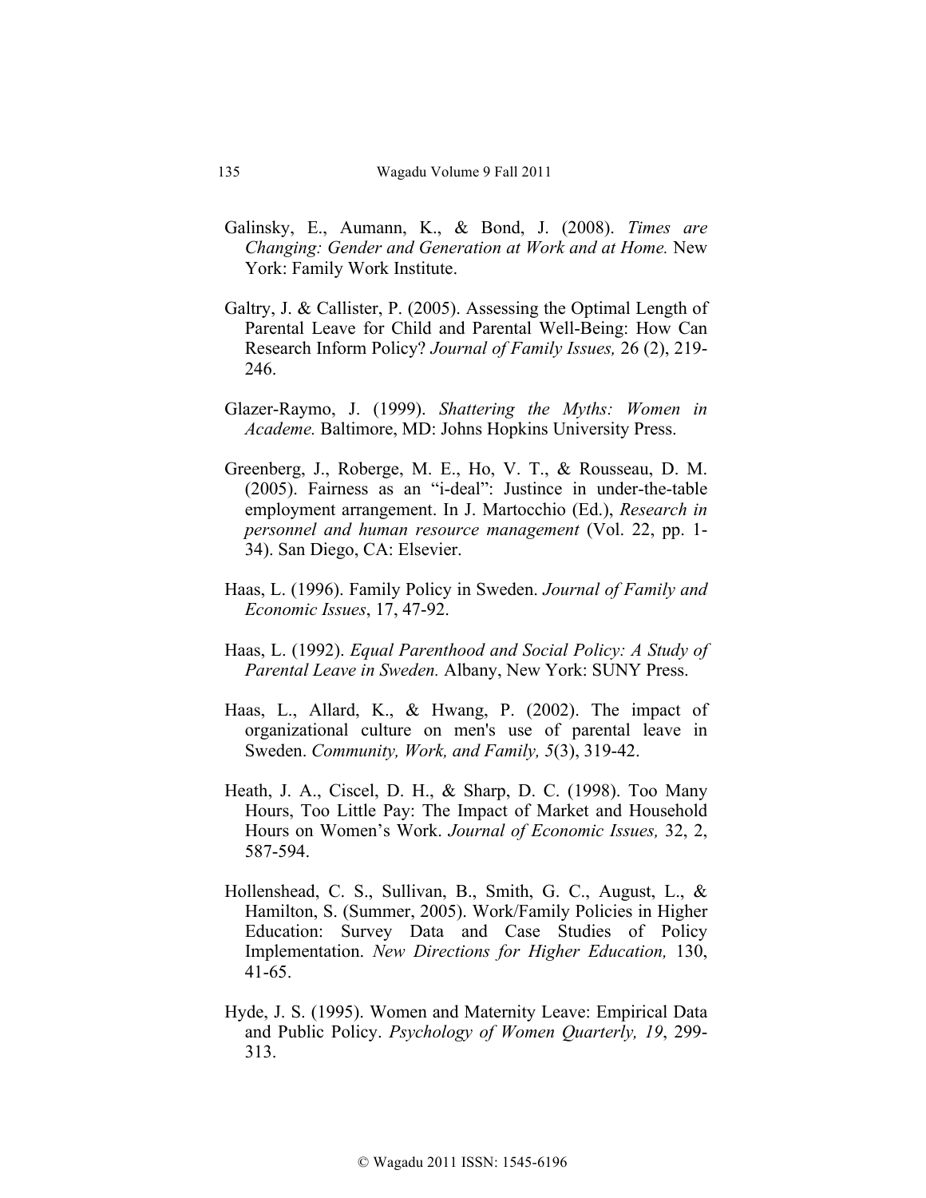Galinsky, E., Aumann, K., & Bond, J. (2008). *Times are Changing: Gender and Generation at Work and at Home.* New York: Family Work Institute.

Galtry, J. & Callister, P. (2005). Assessing the Optimal Length of Parental Leave for Child and Parental Well-Being: How Can Research Inform Policy? *Journal of Family Issues,* 26 (2), 219-246.

Glazer-Raymo, J. (1999). *Shattering the Myths: Women in Academe.* Baltimore, MD: Johns Hopkins University Press.

Greenberg, J., Roberge, M. E., Ho, V. T., & Rousseau, D. M. (2005). Fairness as an "i-deal": Justince in under-the-table employment arrangement. In J. Martocchio (Ed.), *Research in personnel and human resource management* (Vol. 22, pp. 1-34). San Diego, CA: Elsevier.

Haas, L. (1996). Family Policy in Sweden. *Journal of Family and Economic Issues*, 17, 47-92.

Haas, L. (1992). *Equal Parenthood and Social Policy: A Study of Parental Leave in Sweden.* Albany, New York: SUNY Press.

Haas, L., Allard, K., & Hwang, P. (2002). The impact of organizational culture on men's use of parental leave in Sweden. *Community, Work, and Family, 5*(3), 319-42.

Heath, J. A., Ciscel, D. H., & Sharp, D. C. (1998). Too Many Hours, Too Little Pay: The Impact of Market and Household Hours on Women's Work. *Journal of Economic Issues,* 32, 2, 587-594.

Hollenshead, C. S., Sullivan, B., Smith, G. C., August, L., & Hamilton, S. (Summer, 2005). Work/Family Policies in Higher Education: Survey Data and Case Studies of Policy Implementation. *New Directions for Higher Education,* 130, 41-65.

Hyde, J. S. (1995). Women and Maternity Leave: Empirical Data and Public Policy. *Psychology of Women Quarterly, 19*, 299-313.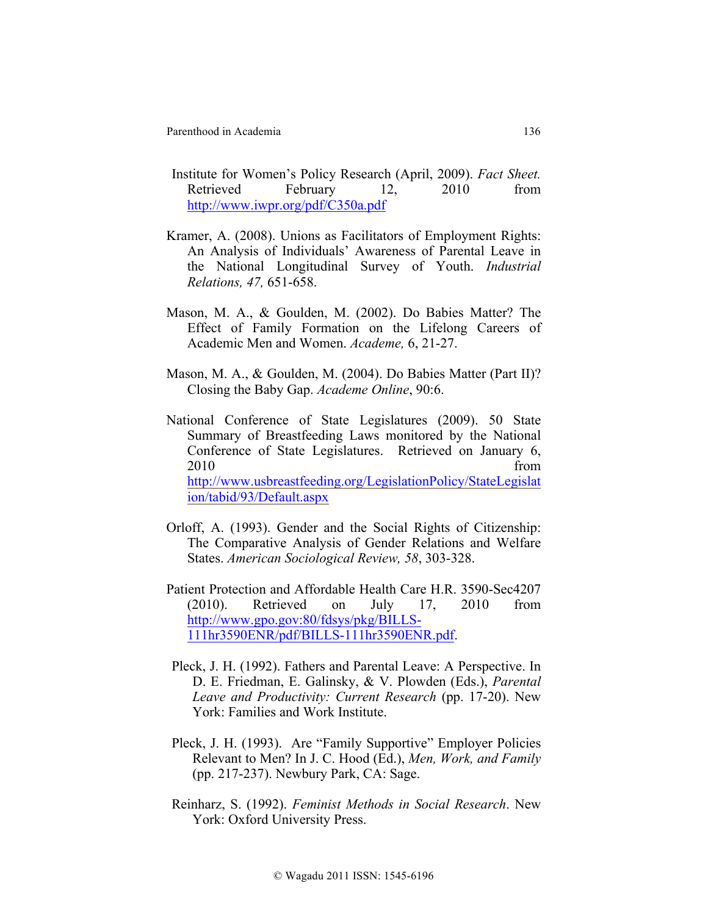Institute for Women's Policy Research (April, 2009). *Fact Sheet.* Retrieved February 12, 2010 from http://www.iwpr.org/pdf/C350a.pdf

Kramer, A. (2008). Unions as Facilitators of Employment Rights: An Analysis of Individuals' Awareness of Parental Leave in the National Longitudinal Survey of Youth. *Industrial Relations, 47,* 651-658.

Mason, M. A., & Goulden, M. (2002). Do Babies Matter? The Effect of Family Formation on the Lifelong Careers of Academic Men and Women. *Academe,* 6, 21-27.

Mason, M. A., & Goulden, M. (2004). Do Babies Matter (Part II)? Closing the Baby Gap. *Academe Online*, 90:6.

National Conference of State Legislatures (2009). 50 State Summary of Breastfeeding Laws monitored by the National Conference of State Legislatures. Retrieved on January 6, 2010 from http://www.usbreastfeeding.org/LegislationPolicy/StateLegislation/tabid/93/Default.aspx

Orloff, A. (1993). Gender and the Social Rights of Citizenship: The Comparative Analysis of Gender Relations and Welfare States. *American Sociological Review, 58*, 303-328.

Patient Protection and Affordable Health Care H.R. 3590-Sec4207 (2010). Retrieved on July 17, 2010 from http://www.gpo.gov:80/fdsys/pkg/BILLS-111hr3590ENR/pdf/BILLS-111hr3590ENR.pdf.

Pleck, J. H. (1992). Fathers and Parental Leave: A Perspective. In D. E. Friedman, E. Galinsky, & V. Plowden (Eds.), *Parental Leave and Productivity: Current Research* (pp. 17-20). New York: Families and Work Institute.

Pleck, J. H. (1993). Are "Family Supportive" Employer Policies Relevant to Men? In J. C. Hood (Ed.), *Men, Work, and Family* (pp. 217-237). Newbury Park, CA: Sage.

Reinharz, S. (1992). *Feminist Methods in Social Research*. New York: Oxford University Press.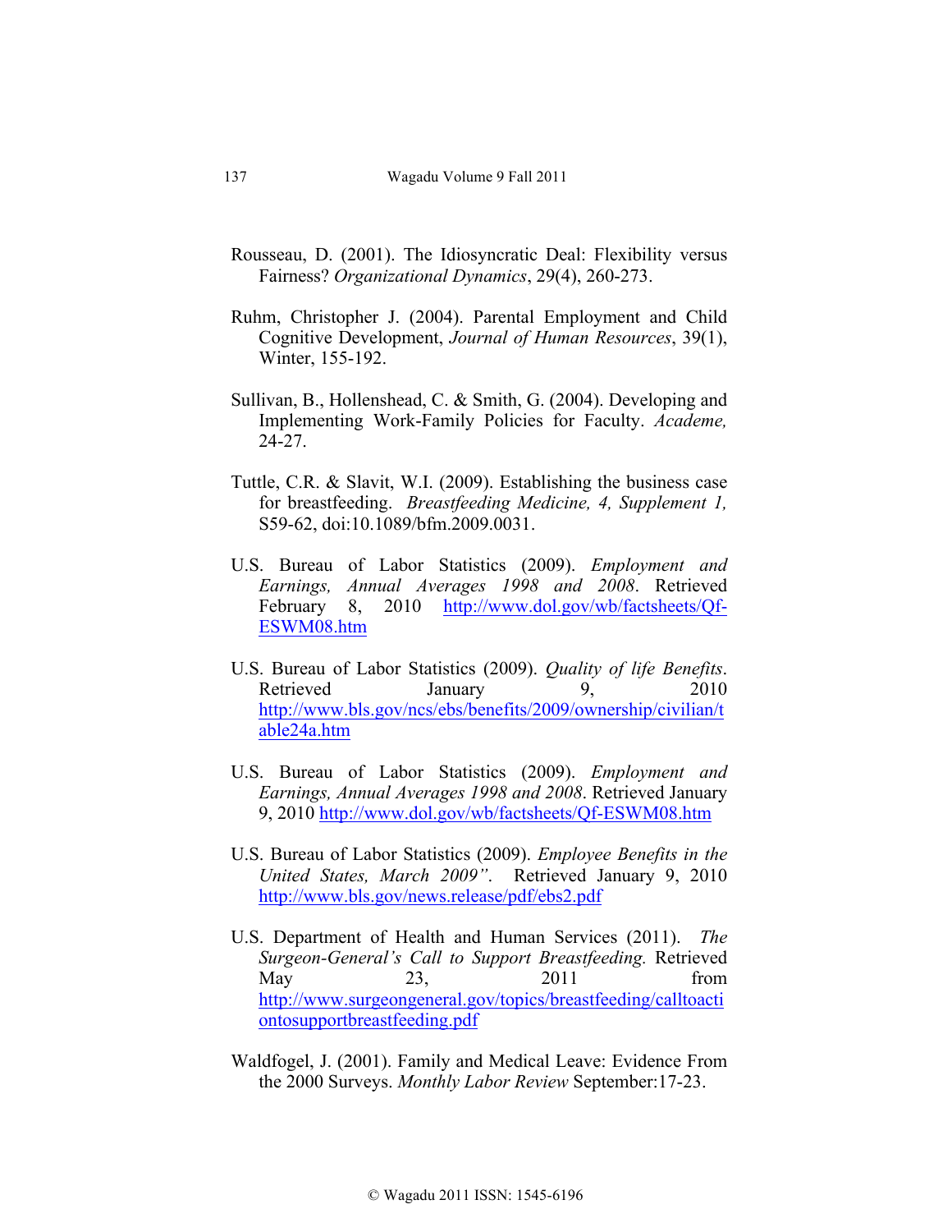Rousseau, D. (2001). The Idiosyncratic Deal: Flexibility versus Fairness? *Organizational Dynamics*, 29(4), 260-273.

Ruhm, Christopher J. (2004). Parental Employment and Child Cognitive Development, *Journal of Human Resources*, 39(1), Winter, 155-192.

Sullivan, B., Hollenshead, C. & Smith, G. (2004). Developing and Implementing Work-Family Policies for Faculty. *Academe,* 24-27.

Tuttle, C.R. & Slavit, W.I. (2009). Establishing the business case for breastfeeding. *Breastfeeding Medicine, 4, Supplement 1,* S59-62, doi:10.1089/bfm.2009.0031.

U.S. Bureau of Labor Statistics (2009). *Employment and Earnings, Annual Averages 1998 and 2008*. Retrieved February 8, 2010 http://www.dol.gov/wb/factsheets/Qf-ESWM08.htm

U.S. Bureau of Labor Statistics (2009). *Quality of life Benefits*. Retrieved January 9, 2010 http://www.bls.gov/ncs/ebs/benefits/2009/ownership/civilian/table24a.htm

U.S. Bureau of Labor Statistics (2009). *Employment and Earnings, Annual Averages 1998 and 2008*. Retrieved January 9, 2010 http://www.dol.gov/wb/factsheets/Qf-ESWM08.htm

U.S. Bureau of Labor Statistics (2009). *Employee Benefits in the United States, March 2009".* Retrieved January 9, 2010 http://www.bls.gov/news.release/pdf/ebs2.pdf

U.S. Department of Health and Human Services (2011). *The Surgeon-General's Call to Support Breastfeeding.* Retrieved May 23, 2011 from http://www.surgeongeneral.gov/topics/breastfeeding/calltoactiontosupportbreastfeeding.pdf

Waldfogel, J. (2001). Family and Medical Leave: Evidence From the 2000 Surveys. *Monthly Labor Review* September:17-23.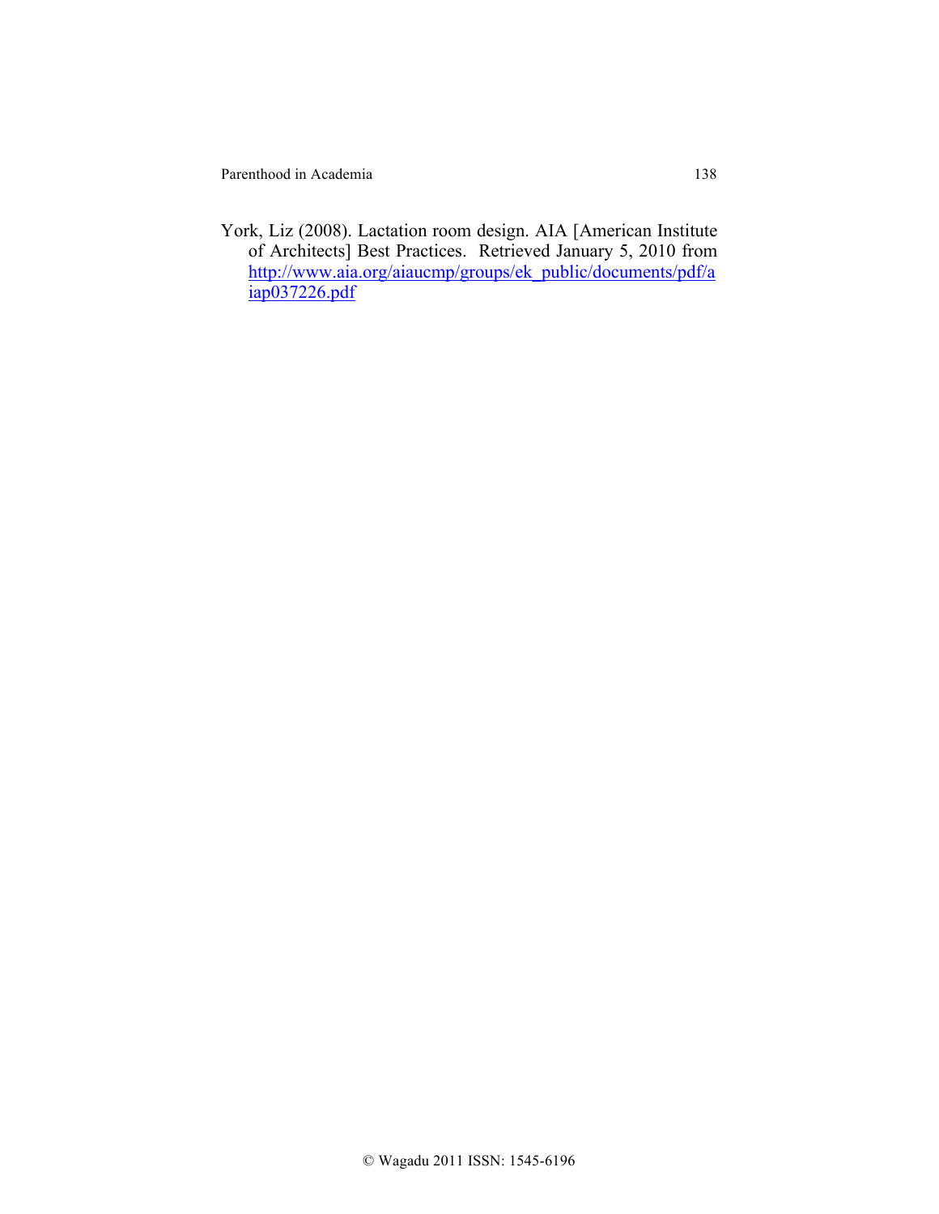York, Liz (2008). Lactation room design. AIA [American Institute of Architects] Best Practices. Retrieved January 5, 2010 from http://www.aia.org/aiaucmp/groups/ek_public/documents/pdf/aiap037226.pdf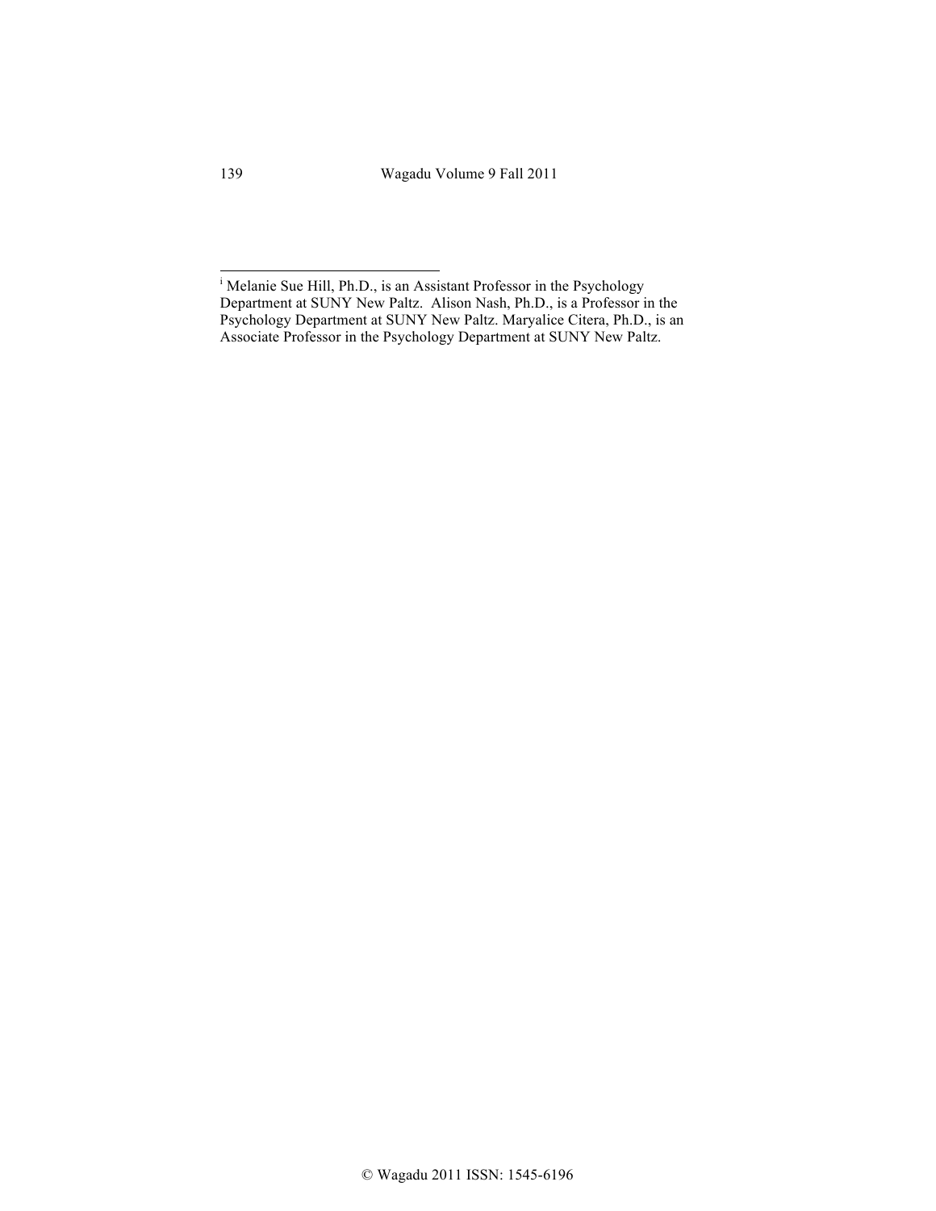[i] Melanie Sue Hill, Ph.D., is an Assistant Professor in the Psychology Department at SUNY New Paltz. Alison Nash, Ph.D., is a Professor in the Psychology Department at SUNY New Paltz. Maryalice Citera, Ph.D., is an Associate Professor in the Psychology Department at SUNY New Paltz.